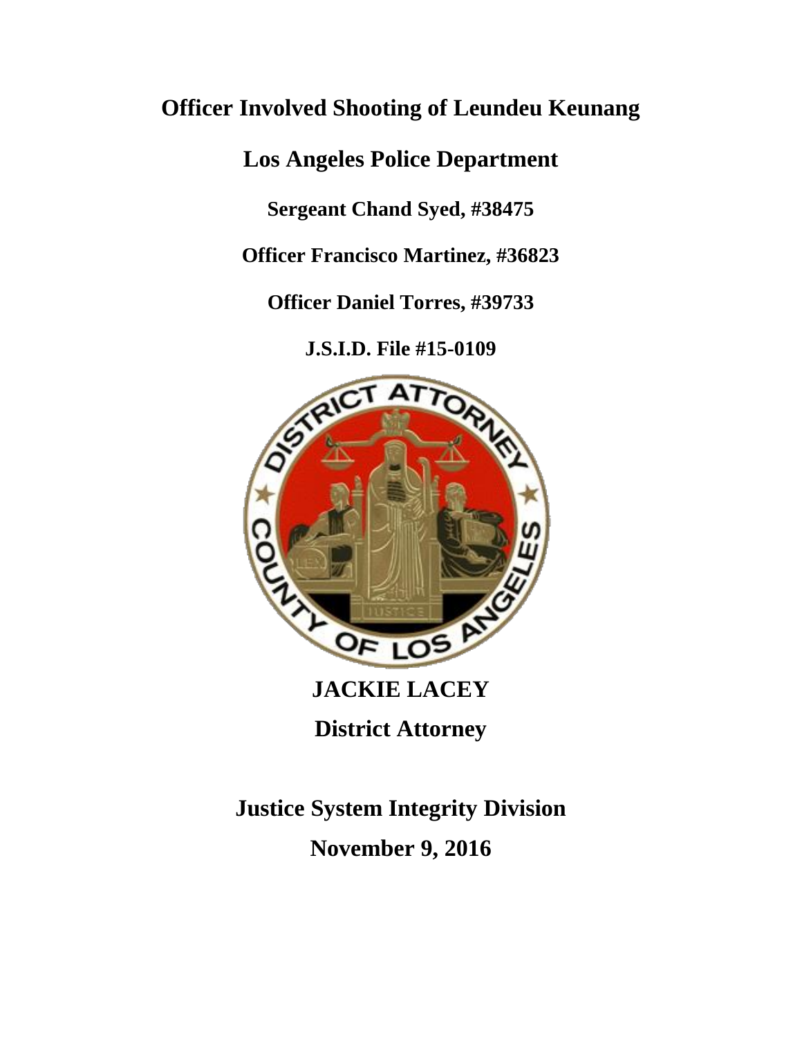# Officer Involved Shooting of Leundeu Keunang

## Los Angeles Police Department

**Sergeant Chand Syed, #38475**

**Officer Francisco Martinez, #36823**

**Officer Daniel Torres, #39733**

**J.S.I.D. File #15-0109**

**JACKIE LACEY**

**District Attorney**

**Justice System Integrity Division**

**November 9, 2016**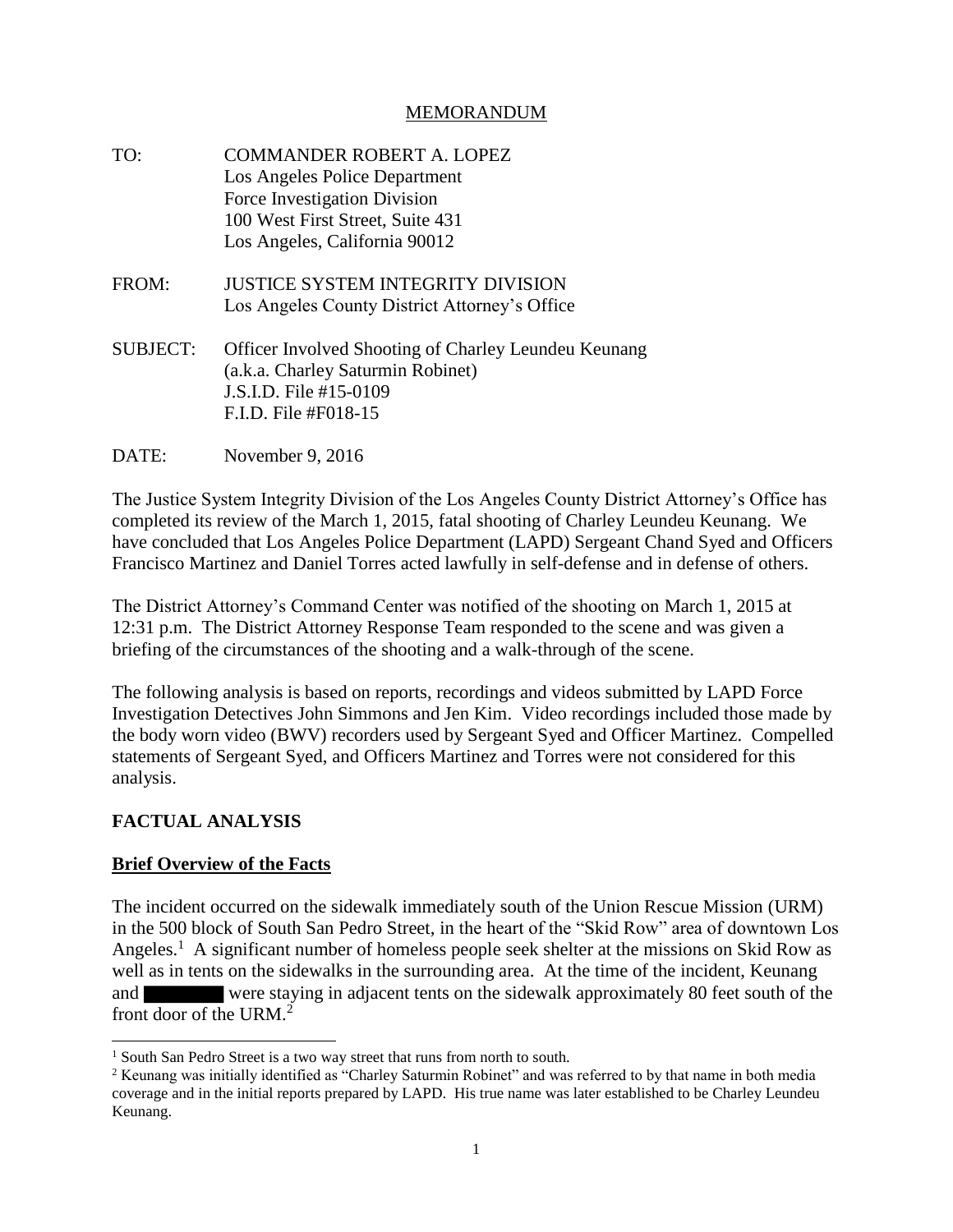MEMORANDUM

TO: COMMANDER ROBERT A. LOPEZ
Los Angeles Police Department
Force Investigation Division
100 West First Street, Suite 431
Los Angeles, California 90012

FROM: JUSTICE SYSTEM INTEGRITY DIVISION
Los Angeles County District Attorney's Office

SUBJECT: Officer Involved Shooting of Charley Leundeu Keunang
(a.k.a. Charley Saturmin Robinet)
J.S.I.D. File #15-0109
F.I.D. File #F018-15

DATE: November 9, 2016

The Justice System Integrity Division of the Los Angeles County District Attorney's Office has completed its review of the March 1, 2015, fatal shooting of Charley Leundeu Keunang. We have concluded that Los Angeles Police Department (LAPD) Sergeant Chand Syed and Officers Francisco Martinez and Daniel Torres acted lawfully in self-defense and in defense of others.

The District Attorney's Command Center was notified of the shooting on March 1, 2015 at 12:31 p.m. The District Attorney Response Team responded to the scene and was given a briefing of the circumstances of the shooting and a walk-through of the scene.

The following analysis is based on reports, recordings and videos submitted by LAPD Force Investigation Detectives John Simmons and Jen Kim. Video recordings included those made by the body worn video (BWV) recorders used by Sergeant Syed and Officer Martinez. Compelled statements of Sergeant Syed, and Officers Martinez and Torres were not considered for this analysis.

## FACTUAL ANALYSIS

### Brief Overview of the Facts

The incident occurred on the sidewalk immediately south of the Union Rescue Mission (URM) in the 500 block of South San Pedro Street, in the heart of the "Skid Row" area of downtown Los Angeles.[1] A significant number of homeless people seek shelter at the missions on Skid Row as well as in tents on the sidewalks in the surrounding area. At the time of the incident, Keunang and [REDACTED] were staying in adjacent tents on the sidewalk approximately 80 feet south of the front door of the URM.[2]

---

[1] South San Pedro Street is a two way street that runs from north to south.

[2] Keunang was initially identified as "Charley Saturmin Robinet" and was referred to by that name in both media coverage and in the initial reports prepared by LAPD. His true name was later established to be Charley Leundeu Keunang.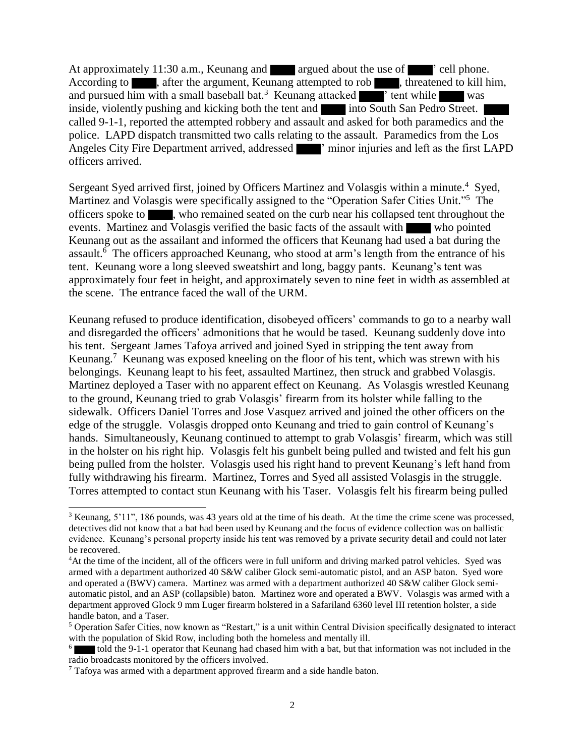At approximately 11:30 a.m., Keunang and ██ argued about the use of ██' cell phone. According to ██, after the argument, Keunang attempted to rob ██, threatened to kill him, and pursued him with a small baseball bat.[3] Keunang attacked ██' tent while ██ was inside, violently pushing and kicking both the tent and ██ into South San Pedro Street. ██ called 9-1-1, reported the attempted robbery and assault and asked for both paramedics and the police. LAPD dispatch transmitted two calls relating to the assault. Paramedics from the Los Angeles City Fire Department arrived, addressed ██' minor injuries and left as the first LAPD officers arrived.

Sergeant Syed arrived first, joined by Officers Martinez and Volasgis within a minute.[4] Syed, Martinez and Volasgis were specifically assigned to the "Operation Safer Cities Unit."[5] The officers spoke to ██, who remained seated on the curb near his collapsed tent throughout the events. Martinez and Volasgis verified the basic facts of the assault with ██ who pointed Keunang out as the assailant and informed the officers that Keunang had used a bat during the assault.[6] The officers approached Keunang, who stood at arm's length from the entrance of his tent. Keunang wore a long sleeved sweatshirt and long, baggy pants. Keunang's tent was approximately four feet in height, and approximately seven to nine feet in width as assembled at the scene. The entrance faced the wall of the URM.

Keunang refused to produce identification, disobeyed officers' commands to go to a nearby wall and disregarded the officers' admonitions that he would be tased. Keunang suddenly dove into his tent. Sergeant James Tafoya arrived and joined Syed in stripping the tent away from Keunang.[7] Keunang was exposed kneeling on the floor of his tent, which was strewn with his belongings. Keunang leapt to his feet, assaulted Martinez, then struck and grabbed Volasgis. Martinez deployed a Taser with no apparent effect on Keunang. As Volasgis wrestled Keunang to the ground, Keunang tried to grab Volasgis' firearm from its holster while falling to the sidewalk. Officers Daniel Torres and Jose Vasquez arrived and joined the other officers on the edge of the struggle. Volasgis dropped onto Keunang and tried to gain control of Keunang's hands. Simultaneously, Keunang continued to attempt to grab Volasgis' firearm, which was still in the holster on his right hip. Volasgis felt his gunbelt being pulled and twisted and felt his gun being pulled from the holster. Volasgis used his right hand to prevent Keunang's left hand from fully withdrawing his firearm. Martinez, Torres and Syed all assisted Volasgis in the struggle. Torres attempted to contact stun Keunang with his Taser. Volasgis felt his firearm being pulled

---

[3] Keunang, 5'11", 186 pounds, was 43 years old at the time of his death. At the time the crime scene was processed, detectives did not know that a bat had been used by Keunang and the focus of evidence collection was on ballistic evidence. Keunang's personal property inside his tent was removed by a private security detail and could not later be recovered.

[4] At the time of the incident, all of the officers were in full uniform and driving marked patrol vehicles. Syed was armed with a department authorized 40 S&W caliber Glock semi-automatic pistol, and an ASP baton. Syed wore and operated a (BWV) camera. Martinez was armed with a department authorized 40 S&W caliber Glock semi-automatic pistol, and an ASP (collapsible) baton. Martinez wore and operated a BWV. Volasgis was armed with a department approved Glock 9 mm Luger firearm holstered in a Safariland 6360 level III retention holster, a side handle baton, and a Taser.

[5] Operation Safer Cities, now known as "Restart," is a unit within Central Division specifically designated to interact with the population of Skid Row, including both the homeless and mentally ill.

[6] ██ told the 9-1-1 operator that Keunang had chased him with a bat, but that information was not included in the radio broadcasts monitored by the officers involved.

[7] Tafoya was armed with a department approved firearm and a side handle baton.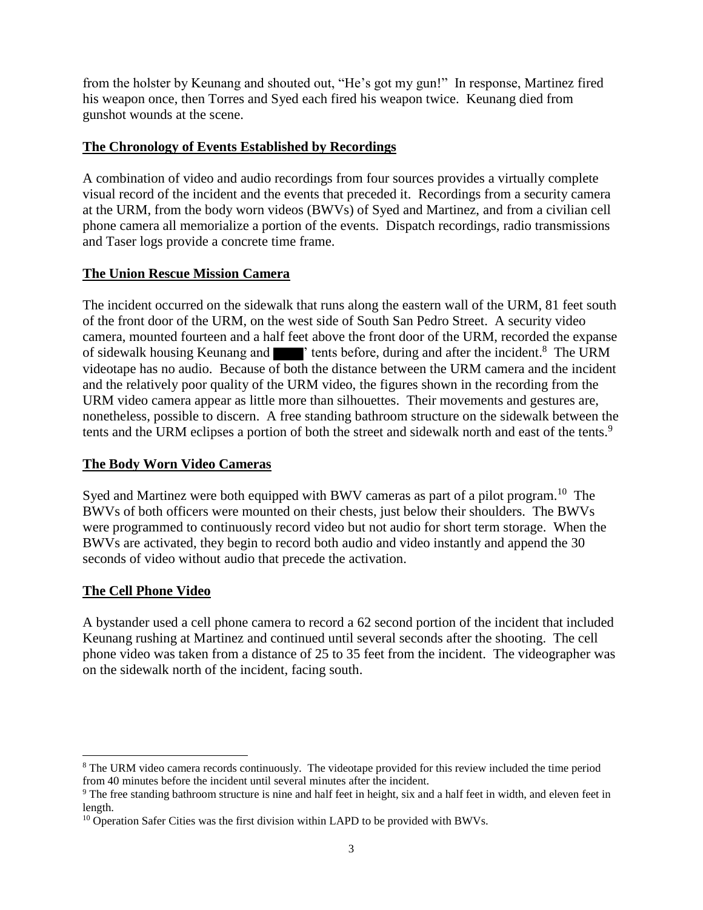from the holster by Keunang and shouted out, "He's got my gun!" In response, Martinez fired his weapon once, then Torres and Syed each fired his weapon twice. Keunang died from gunshot wounds at the scene.

## The Chronology of Events Established by Recordings

A combination of video and audio recordings from four sources provides a virtually complete visual record of the incident and the events that preceded it. Recordings from a security camera at the URM, from the body worn videos (BWVs) of Syed and Martinez, and from a civilian cell phone camera all memorialize a portion of the events. Dispatch recordings, radio transmissions and Taser logs provide a concrete time frame.

## The Union Rescue Mission Camera

The incident occurred on the sidewalk that runs along the eastern wall of the URM, 81 feet south of the front door of the URM, on the west side of South San Pedro Street. A security video camera, mounted fourteen and a half feet above the front door of the URM, recorded the expanse of sidewalk housing Keunang and ████' tents before, during and after the incident.[8] The URM videotape has no audio. Because of both the distance between the URM camera and the incident and the relatively poor quality of the URM video, the figures shown in the recording from the URM video camera appear as little more than silhouettes. Their movements and gestures are, nonetheless, possible to discern. A free standing bathroom structure on the sidewalk between the tents and the URM eclipses a portion of both the street and sidewalk north and east of the tents.[9]

## The Body Worn Video Cameras

Syed and Martinez were both equipped with BWV cameras as part of a pilot program.[10] The BWVs of both officers were mounted on their chests, just below their shoulders. The BWVs were programmed to continuously record video but not audio for short term storage. When the BWVs are activated, they begin to record both audio and video instantly and append the 30 seconds of video without audio that precede the activation.

## The Cell Phone Video

A bystander used a cell phone camera to record a 62 second portion of the incident that included Keunang rushing at Martinez and continued until several seconds after the shooting. The cell phone video was taken from a distance of 25 to 35 feet from the incident. The videographer was on the sidewalk north of the incident, facing south.

---

[8] The URM video camera records continuously. The videotape provided for this review included the time period from 40 minutes before the incident until several minutes after the incident.

[9] The free standing bathroom structure is nine and half feet in height, six and a half feet in width, and eleven feet in length.

[10] Operation Safer Cities was the first division within LAPD to be provided with BWVs.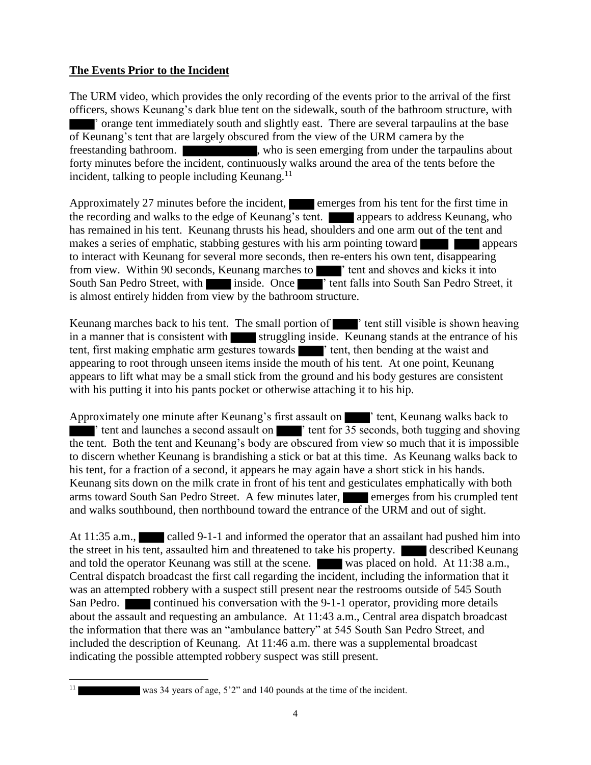**The Events Prior to the Incident**

The URM video, which provides the only recording of the events prior to the arrival of the first officers, shows Keunang's dark blue tent on the sidewalk, south of the bathroom structure, with ████' orange tent immediately south and slightly east. There are several tarpaulins at the base of Keunang's tent that are largely obscured from the view of the URM camera by the freestanding bathroom. ████████████, who is seen emerging from under the tarpaulins about forty minutes before the incident, continuously walks around the area of the tents before the incident, talking to people including Keunang.[11]

Approximately 27 minutes before the incident, ████ emerges from his tent for the first time in the recording and walks to the edge of Keunang's tent. ████ appears to address Keunang, who has remained in his tent. Keunang thrusts his head, shoulders and one arm out of the tent and makes a series of emphatic, stabbing gestures with his arm pointing toward ████. ████ appears to interact with Keunang for several more seconds, then re-enters his own tent, disappearing from view. Within 90 seconds, Keunang marches to ████' tent and shoves and kicks it into South San Pedro Street, with ████ inside. Once ████' tent falls into South San Pedro Street, it is almost entirely hidden from view by the bathroom structure.

Keunang marches back to his tent. The small portion of ████' tent still visible is shown heaving in a manner that is consistent with ████ struggling inside. Keunang stands at the entrance of his tent, first making emphatic arm gestures towards ████' tent, then bending at the waist and appearing to root through unseen items inside the mouth of his tent. At one point, Keunang appears to lift what may be a small stick from the ground and his body gestures are consistent with his putting it into his pants pocket or otherwise attaching it to his hip.

Approximately one minute after Keunang's first assault on ████' tent, Keunang walks back to ████' tent and launches a second assault on ████' tent for 35 seconds, both tugging and shoving the tent. Both the tent and Keunang's body are obscured from view so much that it is impossible to discern whether Keunang is brandishing a stick or bat at this time. As Keunang walks back to his tent, for a fraction of a second, it appears he may again have a short stick in his hands. Keunang sits down on the milk crate in front of his tent and gesticulates emphatically with both arms toward South San Pedro Street. A few minutes later, ████ emerges from his crumpled tent and walks southbound, then northbound toward the entrance of the URM and out of sight.

At 11:35 a.m., ████ called 9-1-1 and informed the operator that an assailant had pushed him into the street in his tent, assaulted him and threatened to take his property. ████ described Keunang and told the operator Keunang was still at the scene. ████ was placed on hold. At 11:38 a.m., Central dispatch broadcast the first call regarding the incident, including the information that it was an attempted robbery with a suspect still present near the restrooms outside of 545 South San Pedro. ████ continued his conversation with the 9-1-1 operator, providing more details about the assault and requesting an ambulance. At 11:43 a.m., Central area dispatch broadcast the information that there was an "ambulance battery" at 545 South San Pedro Street, and included the description of Keunang. At 11:46 a.m. there was a supplemental broadcast indicating the possible attempted robbery suspect was still present.

---

[11] ██████████ was 34 years of age, 5'2" and 140 pounds at the time of the incident.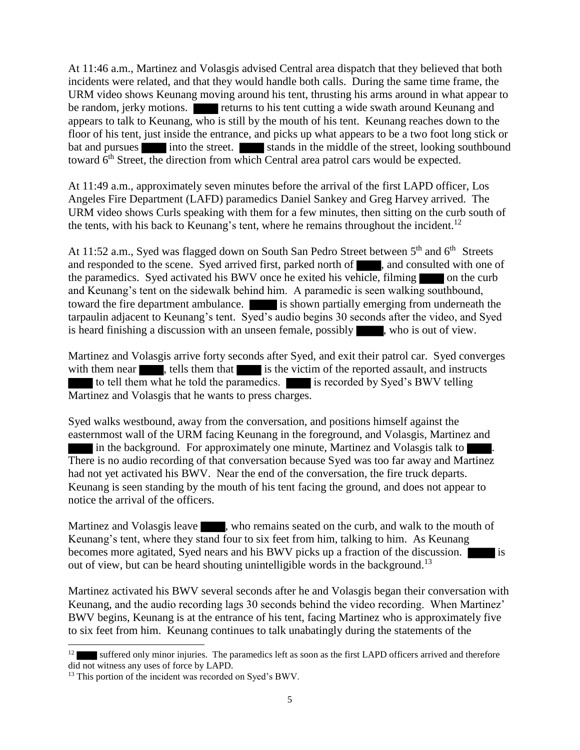At 11:46 a.m., Martinez and Volasgis advised Central area dispatch that they believed that both incidents were related, and that they would handle both calls. During the same time frame, the URM video shows Keunang moving around his tent, thrusting his arms around in what appear to be random, jerky motions. ████ returns to his tent cutting a wide swath around Keunang and appears to talk to Keunang, who is still by the mouth of his tent. Keunang reaches down to the floor of his tent, just inside the entrance, and picks up what appears to be a two foot long stick or bat and pursues ████ into the street. ████ stands in the middle of the street, looking southbound toward 6th Street, the direction from which Central area patrol cars would be expected.

At 11:49 a.m., approximately seven minutes before the arrival of the first LAPD officer, Los Angeles Fire Department (LAFD) paramedics Daniel Sankey and Greg Harvey arrived. The URM video shows Curls speaking with them for a few minutes, then sitting on the curb south of the tents, with his back to Keunang's tent, where he remains throughout the incident.[12]

At 11:52 a.m., Syed was flagged down on South San Pedro Street between 5th and 6th Streets and responded to the scene. Syed arrived first, parked north of ████, and consulted with one of the paramedics. Syed activated his BWV once he exited his vehicle, filming ████ on the curb and Keunang's tent on the sidewalk behind him. A paramedic is seen walking southbound, toward the fire department ambulance. ████ is shown partially emerging from underneath the tarpaulin adjacent to Keunang's tent. Syed's audio begins 30 seconds after the video, and Syed is heard finishing a discussion with an unseen female, possibly ████, who is out of view.

Martinez and Volasgis arrive forty seconds after Syed, and exit their patrol car. Syed converges with them near ████, tells them that ████ is the victim of the reported assault, and instructs ████ to tell them what he told the paramedics. ████ is recorded by Syed's BWV telling Martinez and Volasgis that he wants to press charges.

Syed walks westbound, away from the conversation, and positions himself against the easternmost wall of the URM facing Keunang in the foreground, and Volasgis, Martinez and ████ in the background. For approximately one minute, Martinez and Volasgis talk to ████. There is no audio recording of that conversation because Syed was too far away and Martinez had not yet activated his BWV. Near the end of the conversation, the fire truck departs. Keunang is seen standing by the mouth of his tent facing the ground, and does not appear to notice the arrival of the officers.

Martinez and Volasgis leave ████, who remains seated on the curb, and walk to the mouth of Keunang's tent, where they stand four to six feet from him, talking to him. As Keunang becomes more agitated, Syed nears and his BWV picks up a fraction of the discussion. ████ is out of view, but can be heard shouting unintelligible words in the background.[13]

Martinez activated his BWV several seconds after he and Volasgis began their conversation with Keunang, and the audio recording lags 30 seconds behind the video recording. When Martinez' BWV begins, Keunang is at the entrance of his tent, facing Martinez who is approximately five to six feet from him. Keunang continues to talk unabatingly during the statements of the

---

[12] ████ suffered only minor injuries. The paramedics left as soon as the first LAPD officers arrived and therefore did not witness any uses of force by LAPD.

[13] This portion of the incident was recorded on Syed's BWV.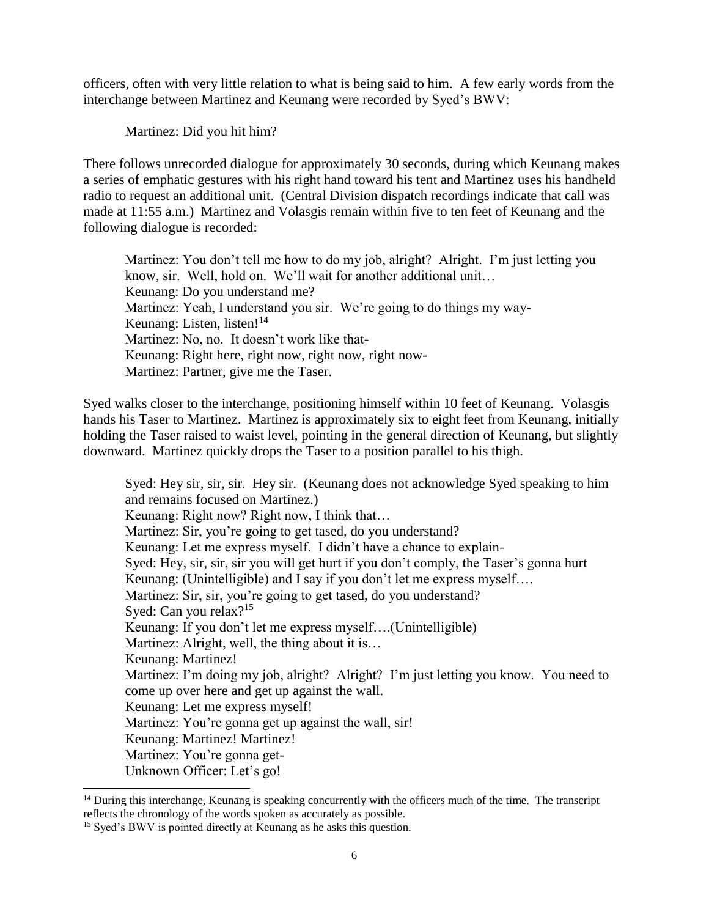officers, often with very little relation to what is being said to him. A few early words from the interchange between Martinez and Keunang were recorded by Syed's BWV:

> Martinez: Did you hit him?

There follows unrecorded dialogue for approximately 30 seconds, during which Keunang makes a series of emphatic gestures with his right hand toward his tent and Martinez uses his handheld radio to request an additional unit. (Central Division dispatch recordings indicate that call was made at 11:55 a.m.) Martinez and Volasgis remain within five to ten feet of Keunang and the following dialogue is recorded:

> Martinez: You don't tell me how to do my job, alright? Alright. I'm just letting you know, sir. Well, hold on. We'll wait for another additional unit…
> Keunang: Do you understand me?
> Martinez: Yeah, I understand you sir. We're going to do things my way-
> Keunang: Listen, listen![14]
> Martinez: No, no. It doesn't work like that-
> Keunang: Right here, right now, right now, right now-
> Martinez: Partner, give me the Taser.

Syed walks closer to the interchange, positioning himself within 10 feet of Keunang. Volasgis hands his Taser to Martinez. Martinez is approximately six to eight feet from Keunang, initially holding the Taser raised to waist level, pointing in the general direction of Keunang, but slightly downward. Martinez quickly drops the Taser to a position parallel to his thigh.

> Syed: Hey sir, sir, sir. Hey sir. (Keunang does not acknowledge Syed speaking to him and remains focused on Martinez.)
> Keunang: Right now? Right now, I think that…
> Martinez: Sir, you're going to get tased, do you understand?
> Keunang: Let me express myself. I didn't have a chance to explain-
> Syed: Hey, sir, sir, sir you will get hurt if you don't comply, the Taser's gonna hurt
> Keunang: (Unintelligible) and I say if you don't let me express myself….
> Martinez: Sir, sir, you're going to get tased, do you understand?
> Syed: Can you relax?[15]
> Keunang: If you don't let me express myself….(Unintelligible)
> Martinez: Alright, well, the thing about it is…
> Keunang: Martinez!
> Martinez: I'm doing my job, alright? Alright? I'm just letting you know. You need to come up over here and get up against the wall.
> Keunang: Let me express myself!
> Martinez: You're gonna get up against the wall, sir!
> Keunang: Martinez! Martinez!
> Martinez: You're gonna get-
> Unknown Officer: Let's go!

---

[14] During this interchange, Keunang is speaking concurrently with the officers much of the time. The transcript reflects the chronology of the words spoken as accurately as possible.

[15] Syed's BWV is pointed directly at Keunang as he asks this question.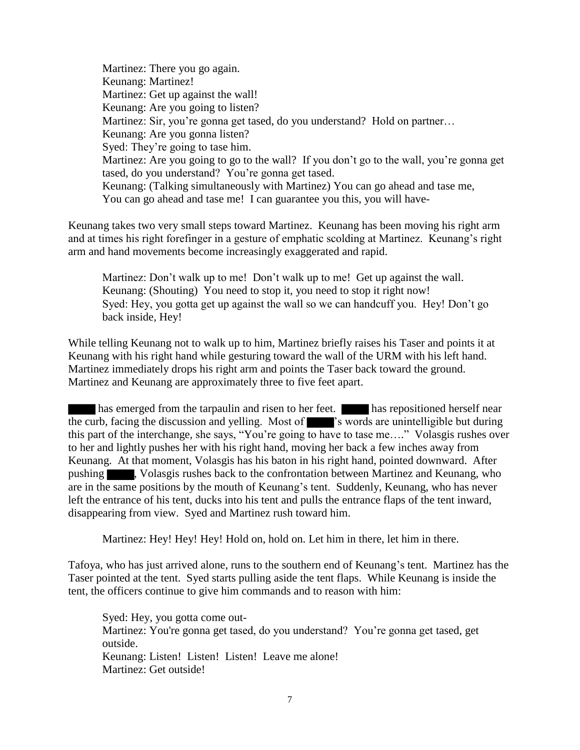Martinez: There you go again.
Keunang: Martinez!
Martinez: Get up against the wall!
Keunang: Are you going to listen?
Martinez: Sir, you're gonna get tased, do you understand? Hold on partner…
Keunang: Are you gonna listen?
Syed: They're going to tase him.
Martinez: Are you going to go to the wall? If you don't go to the wall, you're gonna get tased, do you understand? You're gonna get tased.
Keunang: (Talking simultaneously with Martinez) You can go ahead and tase me, You can go ahead and tase me! I can guarantee you this, you will have-

Keunang takes two very small steps toward Martinez. Keunang has been moving his right arm and at times his right forefinger in a gesture of emphatic scolding at Martinez. Keunang's right arm and hand movements become increasingly exaggerated and rapid.

Martinez: Don't walk up to me! Don't walk up to me! Get up against the wall.
Keunang: (Shouting) You need to stop it, you need to stop it right now!
Syed: Hey, you gotta get up against the wall so we can handcuff you. Hey! Don't go back inside, Hey!

While telling Keunang not to walk up to him, Martinez briefly raises his Taser and points it at Keunang with his right hand while gesturing toward the wall of the URM with his left hand. Martinez immediately drops his right arm and points the Taser back toward the ground. Martinez and Keunang are approximately three to five feet apart.

█████ has emerged from the tarpaulin and risen to her feet. █████ has repositioned herself near the curb, facing the discussion and yelling. Most of █████'s words are unintelligible but during this part of the interchange, she says, "You're going to have to tase me…." Volasgis rushes over to her and lightly pushes her with his right hand, moving her back a few inches away from Keunang. At that moment, Volasgis has his baton in his right hand, pointed downward. After pushing █████, Volasgis rushes back to the confrontation between Martinez and Keunang, who are in the same positions by the mouth of Keunang's tent. Suddenly, Keunang, who has never left the entrance of his tent, ducks into his tent and pulls the entrance flaps of the tent inward, disappearing from view. Syed and Martinez rush toward him.

Martinez: Hey! Hey! Hey! Hold on, hold on. Let him in there, let him in there.

Tafoya, who has just arrived alone, runs to the southern end of Keunang's tent. Martinez has the Taser pointed at the tent. Syed starts pulling aside the tent flaps. While Keunang is inside the tent, the officers continue to give him commands and to reason with him:

Syed: Hey, you gotta come out-
Martinez: You're gonna get tased, do you understand? You're gonna get tased, get outside.
Keunang: Listen! Listen! Listen! Leave me alone!
Martinez: Get outside!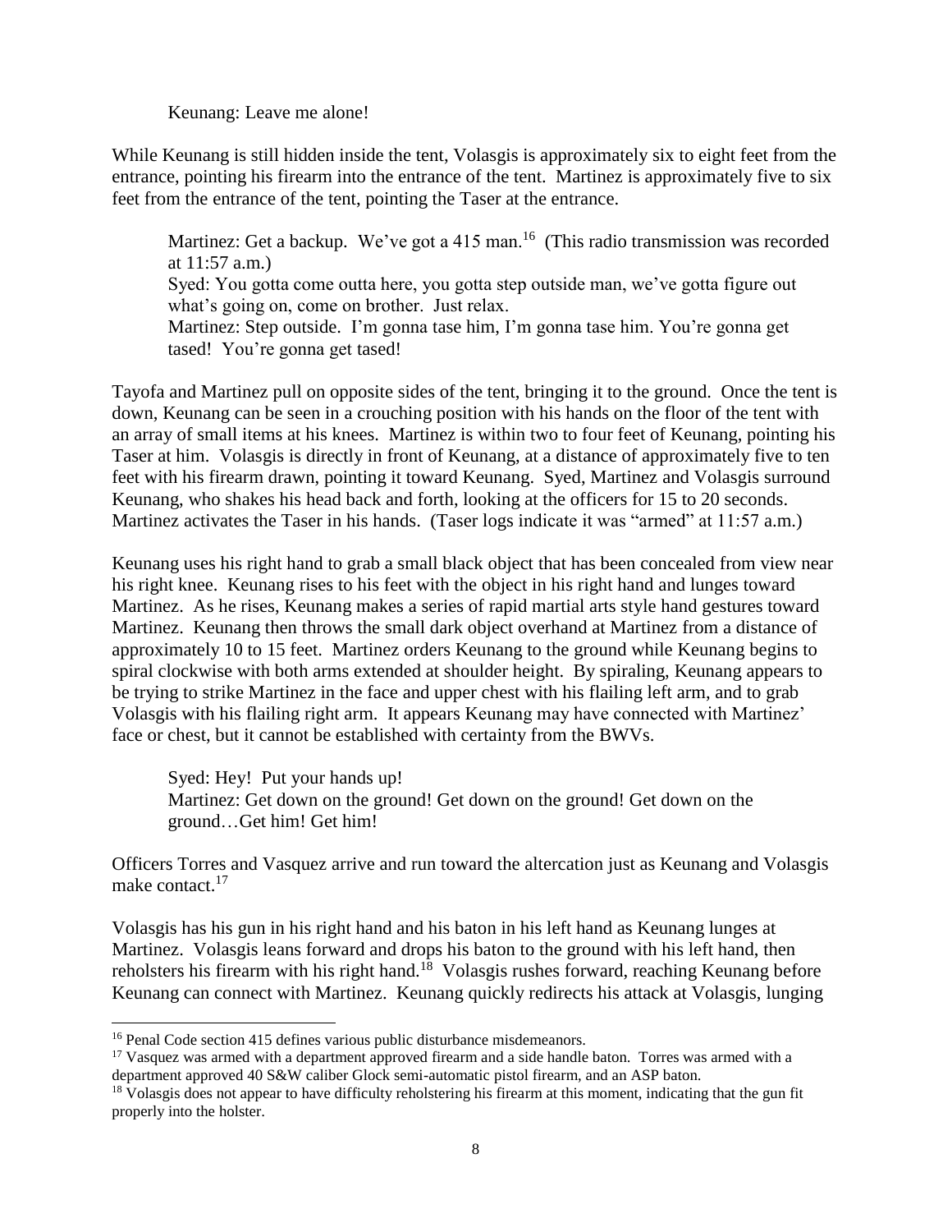Keunang: Leave me alone!

While Keunang is still hidden inside the tent, Volasgis is approximately six to eight feet from the entrance, pointing his firearm into the entrance of the tent. Martinez is approximately five to six feet from the entrance of the tent, pointing the Taser at the entrance.

> Martinez: Get a backup. We've got a 415 man.[16] (This radio transmission was recorded at 11:57 a.m.)
> Syed: You gotta come outta here, you gotta step outside man, we've gotta figure out what's going on, come on brother. Just relax.
> Martinez: Step outside. I'm gonna tase him, I'm gonna tase him. You're gonna get tased! You're gonna get tased!

Tayofa and Martinez pull on opposite sides of the tent, bringing it to the ground. Once the tent is down, Keunang can be seen in a crouching position with his hands on the floor of the tent with an array of small items at his knees. Martinez is within two to four feet of Keunang, pointing his Taser at him. Volasgis is directly in front of Keunang, at a distance of approximately five to ten feet with his firearm drawn, pointing it toward Keunang. Syed, Martinez and Volasgis surround Keunang, who shakes his head back and forth, looking at the officers for 15 to 20 seconds. Martinez activates the Taser in his hands. (Taser logs indicate it was "armed" at 11:57 a.m.)

Keunang uses his right hand to grab a small black object that has been concealed from view near his right knee. Keunang rises to his feet with the object in his right hand and lunges toward Martinez. As he rises, Keunang makes a series of rapid martial arts style hand gestures toward Martinez. Keunang then throws the small dark object overhand at Martinez from a distance of approximately 10 to 15 feet. Martinez orders Keunang to the ground while Keunang begins to spiral clockwise with both arms extended at shoulder height. By spiraling, Keunang appears to be trying to strike Martinez in the face and upper chest with his flailing left arm, and to grab Volasgis with his flailing right arm. It appears Keunang may have connected with Martinez' face or chest, but it cannot be established with certainty from the BWVs.

> Syed: Hey! Put your hands up!
> Martinez: Get down on the ground! Get down on the ground! Get down on the ground…Get him! Get him!

Officers Torres and Vasquez arrive and run toward the altercation just as Keunang and Volasgis make contact.[17]

Volasgis has his gun in his right hand and his baton in his left hand as Keunang lunges at Martinez. Volasgis leans forward and drops his baton to the ground with his left hand, then reholsters his firearm with his right hand.[18] Volasgis rushes forward, reaching Keunang before Keunang can connect with Martinez. Keunang quickly redirects his attack at Volasgis, lunging

---

[16] Penal Code section 415 defines various public disturbance misdemeanors.

[17] Vasquez was armed with a department approved firearm and a side handle baton. Torres was armed with a department approved 40 S&W caliber Glock semi-automatic pistol firearm, and an ASP baton.

[18] Volasgis does not appear to have difficulty reholstering his firearm at this moment, indicating that the gun fit properly into the holster.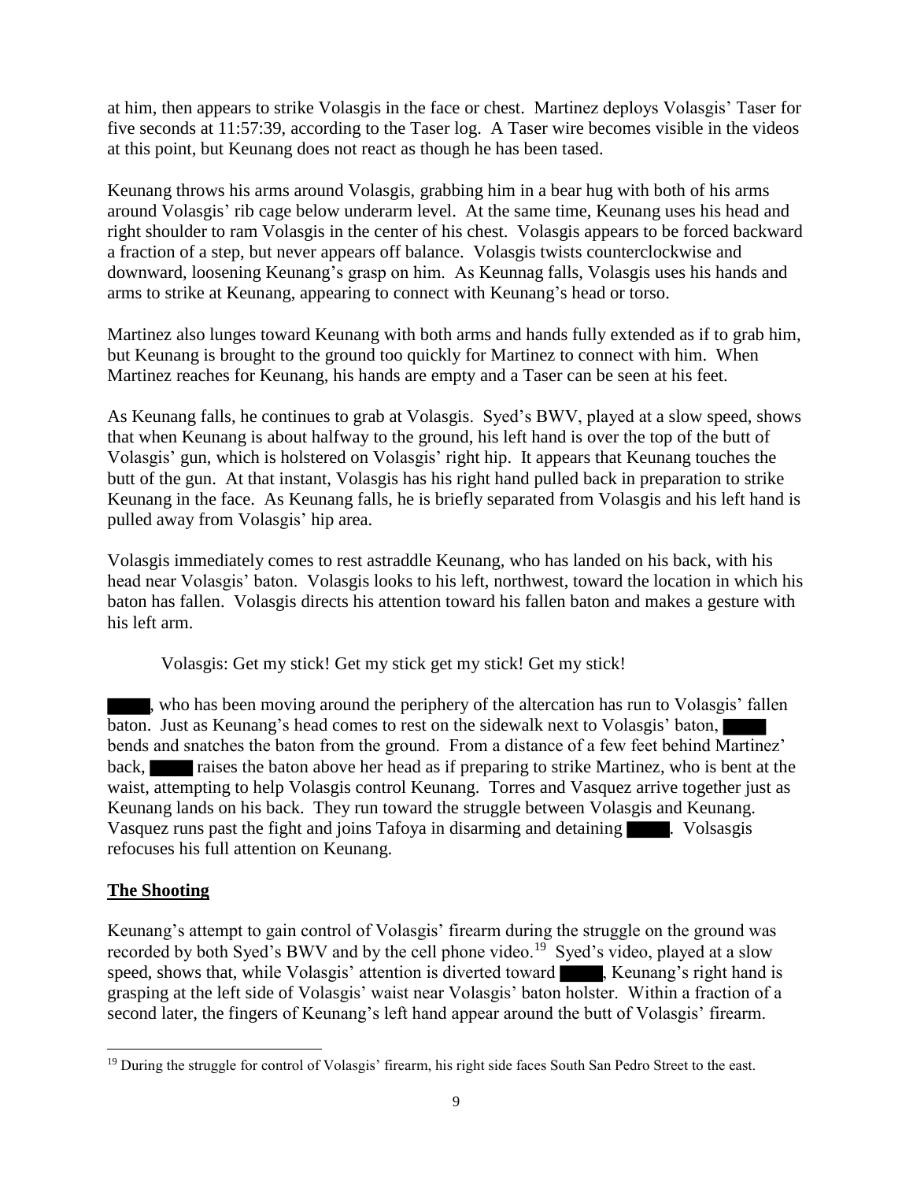at him, then appears to strike Volasgis in the face or chest. Martinez deploys Volasgis' Taser for five seconds at 11:57:39, according to the Taser log. A Taser wire becomes visible in the videos at this point, but Keunang does not react as though he has been tased.

Keunang throws his arms around Volasgis, grabbing him in a bear hug with both of his arms around Volasgis' rib cage below underarm level. At the same time, Keunang uses his head and right shoulder to ram Volasgis in the center of his chest. Volasgis appears to be forced backward a fraction of a step, but never appears off balance. Volasgis twists counterclockwise and downward, loosening Keunang's grasp on him. As Keunnag falls, Volasgis uses his hands and arms to strike at Keunang, appearing to connect with Keunang's head or torso.

Martinez also lunges toward Keunang with both arms and hands fully extended as if to grab him, but Keunang is brought to the ground too quickly for Martinez to connect with him. When Martinez reaches for Keunang, his hands are empty and a Taser can be seen at his feet.

As Keunang falls, he continues to grab at Volasgis. Syed's BWV, played at a slow speed, shows that when Keunang is about halfway to the ground, his left hand is over the top of the butt of Volasgis' gun, which is holstered on Volasgis' right hip. It appears that Keunang touches the butt of the gun. At that instant, Volasgis has his right hand pulled back in preparation to strike Keunang in the face. As Keunang falls, he is briefly separated from Volasgis and his left hand is pulled away from Volasgis' hip area.

Volasgis immediately comes to rest astraddle Keunang, who has landed on his back, with his head near Volasgis' baton. Volasgis looks to his left, northwest, toward the location in which his baton has fallen. Volasgis directs his attention toward his fallen baton and makes a gesture with his left arm.

Volasgis: Get my stick! Get my stick get my stick! Get my stick!

█████, who has been moving around the periphery of the altercation has run to Volasgis' fallen baton. Just as Keunang's head comes to rest on the sidewalk next to Volasgis' baton, █████ bends and snatches the baton from the ground. From a distance of a few feet behind Martinez' back, █████ raises the baton above her head as if preparing to strike Martinez, who is bent at the waist, attempting to help Volasgis control Keunang. Torres and Vasquez arrive together just as Keunang lands on his back. They run toward the struggle between Volasgis and Keunang. Vasquez runs past the fight and joins Tafoya in disarming and detaining █████. Volsasgis refocuses his full attention on Keunang.

**The Shooting**

Keunang's attempt to gain control of Volasgis' firearm during the struggle on the ground was recorded by both Syed's BWV and by the cell phone video.[19] Syed's video, played at a slow speed, shows that, while Volasgis' attention is diverted toward █████, Keunang's right hand is grasping at the left side of Volasgis' waist near Volasgis' baton holster. Within a fraction of a second later, the fingers of Keunang's left hand appear around the butt of Volasgis' firearm.

[19] During the struggle for control of Volasgis' firearm, his right side faces South San Pedro Street to the east.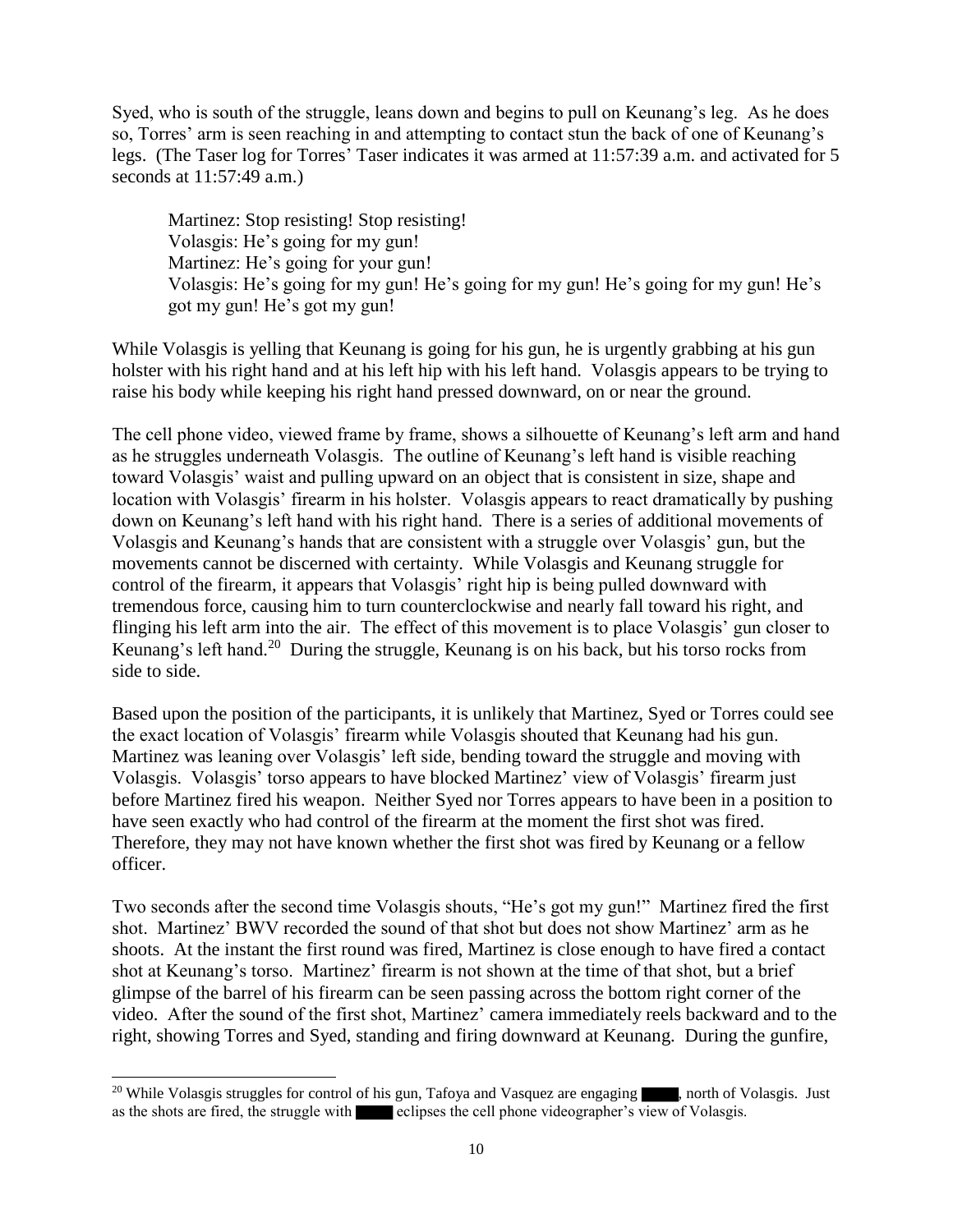Syed, who is south of the struggle, leans down and begins to pull on Keunang's leg. As he does so, Torres' arm is seen reaching in and attempting to contact stun the back of one of Keunang's legs. (The Taser log for Torres' Taser indicates it was armed at 11:57:39 a.m. and activated for 5 seconds at 11:57:49 a.m.)

> Martinez: Stop resisting! Stop resisting!
> Volasgis: He's going for my gun!
> Martinez: He's going for your gun!
> Volasgis: He's going for my gun! He's going for my gun! He's going for my gun! He's got my gun! He's got my gun!

While Volasgis is yelling that Keunang is going for his gun, he is urgently grabbing at his gun holster with his right hand and at his left hip with his left hand. Volasgis appears to be trying to raise his body while keeping his right hand pressed downward, on or near the ground.

The cell phone video, viewed frame by frame, shows a silhouette of Keunang's left arm and hand as he struggles underneath Volasgis. The outline of Keunang's left hand is visible reaching toward Volasgis' waist and pulling upward on an object that is consistent in size, shape and location with Volasgis' firearm in his holster. Volasgis appears to react dramatically by pushing down on Keunang's left hand with his right hand. There is a series of additional movements of Volasgis and Keunang's hands that are consistent with a struggle over Volasgis' gun, but the movements cannot be discerned with certainty. While Volasgis and Keunang struggle for control of the firearm, it appears that Volasgis' right hip is being pulled downward with tremendous force, causing him to turn counterclockwise and nearly fall toward his right, and flinging his left arm into the air. The effect of this movement is to place Volasgis' gun closer to Keunang's left hand.[20] During the struggle, Keunang is on his back, but his torso rocks from side to side.

Based upon the position of the participants, it is unlikely that Martinez, Syed or Torres could see the exact location of Volasgis' firearm while Volasgis shouted that Keunang had his gun. Martinez was leaning over Volasgis' left side, bending toward the struggle and moving with Volasgis. Volasgis' torso appears to have blocked Martinez' view of Volasgis' firearm just before Martinez fired his weapon. Neither Syed nor Torres appears to have been in a position to have seen exactly who had control of the firearm at the moment the first shot was fired. Therefore, they may not have known whether the first shot was fired by Keunang or a fellow officer.

Two seconds after the second time Volasgis shouts, "He's got my gun!" Martinez fired the first shot. Martinez' BWV recorded the sound of that shot but does not show Martinez' arm as he shoots. At the instant the first round was fired, Martinez is close enough to have fired a contact shot at Keunang's torso. Martinez' firearm is not shown at the time of that shot, but a brief glimpse of the barrel of his firearm can be seen passing across the bottom right corner of the video. After the sound of the first shot, Martinez' camera immediately reels backward and to the right, showing Torres and Syed, standing and firing downward at Keunang. During the gunfire,

---

[20] While Volasgis struggles for control of his gun, Tafoya and Vasquez are engaging ████, north of Volasgis. Just as the shots are fired, the struggle with ████ eclipses the cell phone videographer's view of Volasgis.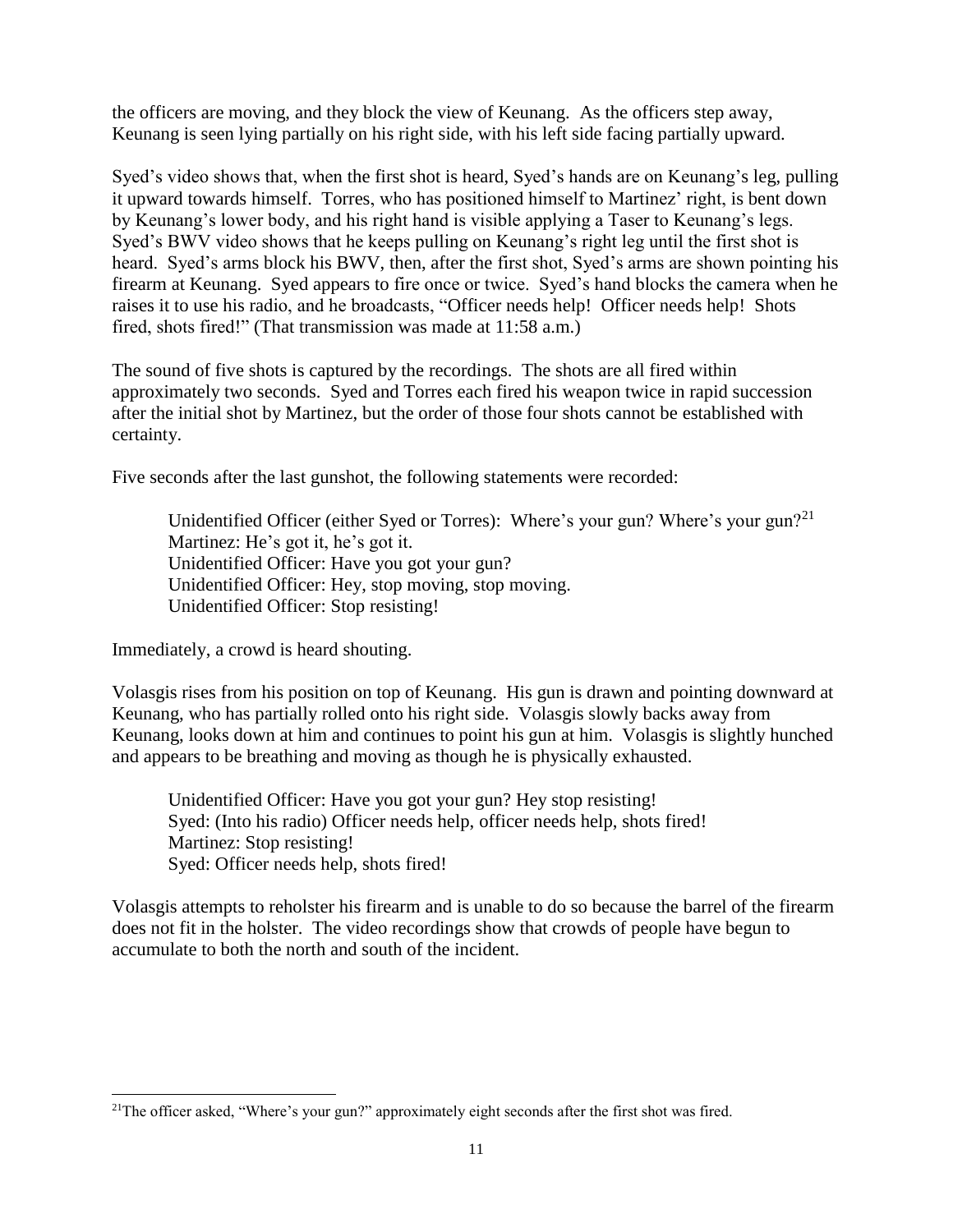the officers are moving, and they block the view of Keunang. As the officers step away, Keunang is seen lying partially on his right side, with his left side facing partially upward.

Syed's video shows that, when the first shot is heard, Syed's hands are on Keunang's leg, pulling it upward towards himself. Torres, who has positioned himself to Martinez' right, is bent down by Keunang's lower body, and his right hand is visible applying a Taser to Keunang's legs. Syed's BWV video shows that he keeps pulling on Keunang's right leg until the first shot is heard. Syed's arms block his BWV, then, after the first shot, Syed's arms are shown pointing his firearm at Keunang. Syed appears to fire once or twice. Syed's hand blocks the camera when he raises it to use his radio, and he broadcasts, "Officer needs help! Officer needs help! Shots fired, shots fired!" (That transmission was made at 11:58 a.m.)

The sound of five shots is captured by the recordings. The shots are all fired within approximately two seconds. Syed and Torres each fired his weapon twice in rapid succession after the initial shot by Martinez, but the order of those four shots cannot be established with certainty.

Five seconds after the last gunshot, the following statements were recorded:

> Unidentified Officer (either Syed or Torres): Where's your gun? Where's your gun?[21]
> Martinez: He's got it, he's got it.
> Unidentified Officer: Have you got your gun?
> Unidentified Officer: Hey, stop moving, stop moving.
> Unidentified Officer: Stop resisting!

Immediately, a crowd is heard shouting.

Volasgis rises from his position on top of Keunang. His gun is drawn and pointing downward at Keunang, who has partially rolled onto his right side. Volasgis slowly backs away from Keunang, looks down at him and continues to point his gun at him. Volasgis is slightly hunched and appears to be breathing and moving as though he is physically exhausted.

> Unidentified Officer: Have you got your gun? Hey stop resisting!
> Syed: (Into his radio) Officer needs help, officer needs help, shots fired!
> Martinez: Stop resisting!
> Syed: Officer needs help, shots fired!

Volasgis attempts to reholster his firearm and is unable to do so because the barrel of the firearm does not fit in the holster. The video recordings show that crowds of people have begun to accumulate to both the north and south of the incident.

---

[21]The officer asked, "Where's your gun?" approximately eight seconds after the first shot was fired.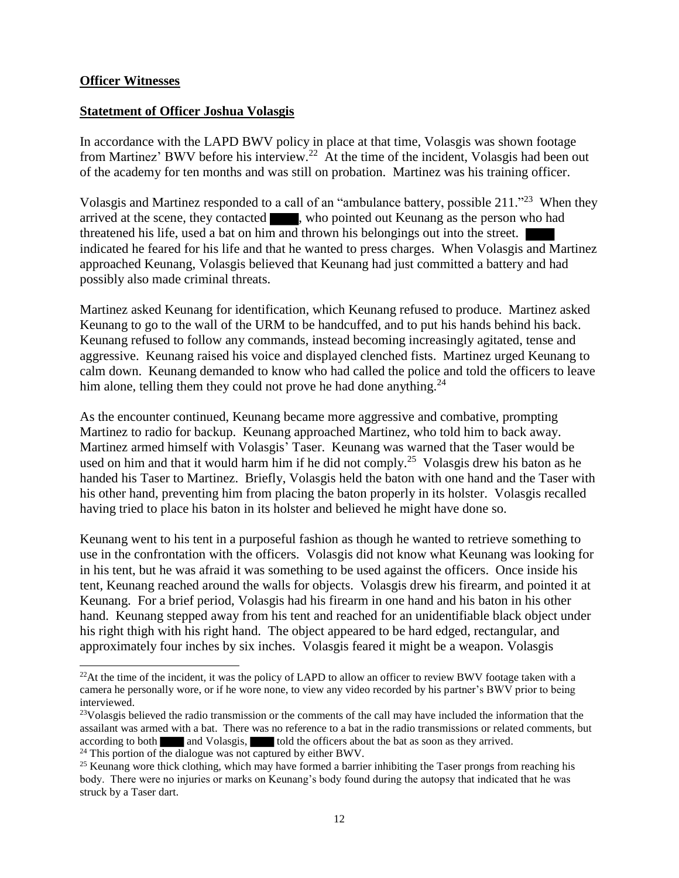**Officer Witnesses**

**Statetment of Officer Joshua Volasgis**

In accordance with the LAPD BWV policy in place at that time, Volasgis was shown footage from Martinez' BWV before his interview.[22] At the time of the incident, Volasgis had been out of the academy for ten months and was still on probation. Martinez was his training officer.

Volasgis and Martinez responded to a call of an "ambulance battery, possible 211."[23] When they arrived at the scene, they contacted ████, who pointed out Keunang as the person who had threatened his life, used a bat on him and thrown his belongings out into the street. ████ indicated he feared for his life and that he wanted to press charges. When Volasgis and Martinez approached Keunang, Volasgis believed that Keunang had just committed a battery and had possibly also made criminal threats.

Martinez asked Keunang for identification, which Keunang refused to produce. Martinez asked Keunang to go to the wall of the URM to be handcuffed, and to put his hands behind his back. Keunang refused to follow any commands, instead becoming increasingly agitated, tense and aggressive. Keunang raised his voice and displayed clenched fists. Martinez urged Keunang to calm down. Keunang demanded to know who had called the police and told the officers to leave him alone, telling them they could not prove he had done anything.[24]

As the encounter continued, Keunang became more aggressive and combative, prompting Martinez to radio for backup. Keunang approached Martinez, who told him to back away. Martinez armed himself with Volasgis' Taser. Keunang was warned that the Taser would be used on him and that it would harm him if he did not comply.[25] Volasgis drew his baton as he handed his Taser to Martinez. Briefly, Volasgis held the baton with one hand and the Taser with his other hand, preventing him from placing the baton properly in its holster. Volasgis recalled having tried to place his baton in its holster and believed he might have done so.

Keunang went to his tent in a purposeful fashion as though he wanted to retrieve something to use in the confrontation with the officers. Volasgis did not know what Keunang was looking for in his tent, but he was afraid it was something to be used against the officers. Once inside his tent, Keunang reached around the walls for objects. Volasgis drew his firearm, and pointed it at Keunang. For a brief period, Volasgis had his firearm in one hand and his baton in his other hand. Keunang stepped away from his tent and reached for an unidentifiable black object under his right thigh with his right hand. The object appeared to be hard edged, rectangular, and approximately four inches by six inches. Volasgis feared it might be a weapon. Volasgis

---

[22] At the time of the incident, it was the policy of LAPD to allow an officer to review BWV footage taken with a camera he personally wore, or if he wore none, to view any video recorded by his partner's BWV prior to being interviewed.

[23] Volasgis believed the radio transmission or the comments of the call may have included the information that the assailant was armed with a bat. There was no reference to a bat in the radio transmissions or related comments, but according to both ████ and Volasgis, ████ told the officers about the bat as soon as they arrived.

[24] This portion of the dialogue was not captured by either BWV.

[25] Keunang wore thick clothing, which may have formed a barrier inhibiting the Taser prongs from reaching his body. There were no injuries or marks on Keunang's body found during the autopsy that indicated that he was struck by a Taser dart.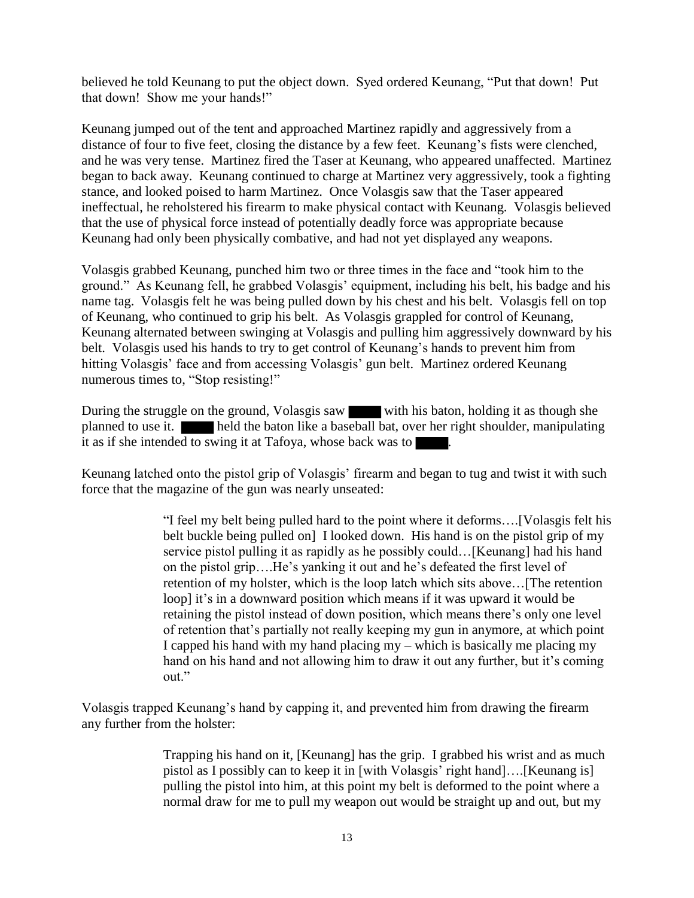believed he told Keunang to put the object down. Syed ordered Keunang, "Put that down! Put that down! Show me your hands!"

Keunang jumped out of the tent and approached Martinez rapidly and aggressively from a distance of four to five feet, closing the distance by a few feet. Keunang's fists were clenched, and he was very tense. Martinez fired the Taser at Keunang, who appeared unaffected. Martinez began to back away. Keunang continued to charge at Martinez very aggressively, took a fighting stance, and looked poised to harm Martinez. Once Volasgis saw that the Taser appeared ineffectual, he reholstered his firearm to make physical contact with Keunang. Volasgis believed that the use of physical force instead of potentially deadly force was appropriate because Keunang had only been physically combative, and had not yet displayed any weapons.

Volasgis grabbed Keunang, punched him two or three times in the face and "took him to the ground." As Keunang fell, he grabbed Volasgis' equipment, including his belt, his badge and his name tag. Volasgis felt he was being pulled down by his chest and his belt. Volasgis fell on top of Keunang, who continued to grip his belt. As Volasgis grappled for control of Keunang, Keunang alternated between swinging at Volasgis and pulling him aggressively downward by his belt. Volasgis used his hands to try to get control of Keunang's hands to prevent him from hitting Volasgis' face and from accessing Volasgis' gun belt. Martinez ordered Keunang numerous times to, "Stop resisting!"

During the struggle on the ground, Volasgis saw ████ with his baton, holding it as though she planned to use it. ████ held the baton like a baseball bat, over her right shoulder, manipulating it as if she intended to swing it at Tafoya, whose back was to ████.

Keunang latched onto the pistol grip of Volasgis' firearm and began to tug and twist it with such force that the magazine of the gun was nearly unseated:

> "I feel my belt being pulled hard to the point where it deforms….[Volasgis felt his belt buckle being pulled on] I looked down. His hand is on the pistol grip of my service pistol pulling it as rapidly as he possibly could…[Keunang] had his hand on the pistol grip….He's yanking it out and he's defeated the first level of retention of my holster, which is the loop latch which sits above…[The retention loop] it's in a downward position which means if it was upward it would be retaining the pistol instead of down position, which means there's only one level of retention that's partially not really keeping my gun in anymore, at which point I capped his hand with my hand placing my – which is basically me placing my hand on his hand and not allowing him to draw it out any further, but it's coming out."

Volasgis trapped Keunang's hand by capping it, and prevented him from drawing the firearm any further from the holster:

> Trapping his hand on it, [Keunang] has the grip. I grabbed his wrist and as much pistol as I possibly can to keep it in [with Volasgis' right hand]….[Keunang is] pulling the pistol into him, at this point my belt is deformed to the point where a normal draw for me to pull my weapon out would be straight up and out, but my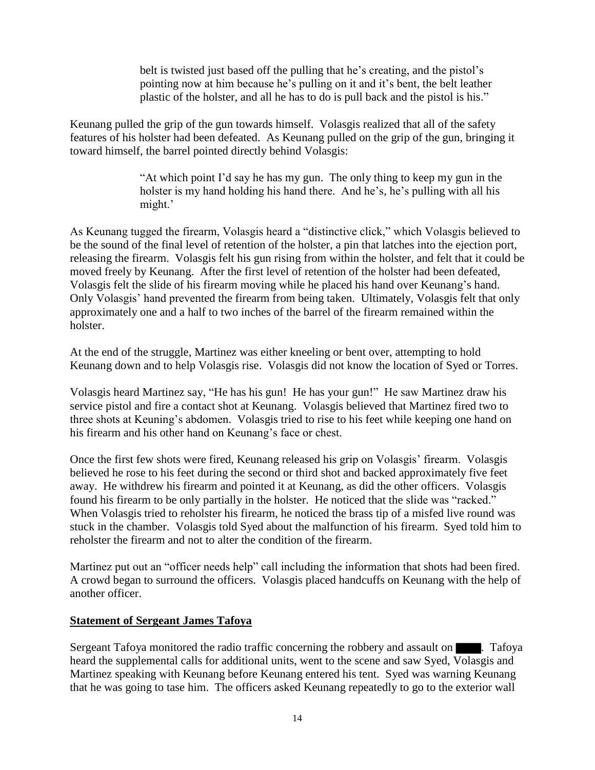> belt is twisted just based off the pulling that he's creating, and the pistol's pointing now at him because he's pulling on it and it's bent, the belt leather plastic of the holster, and all he has to do is pull back and the pistol is his."

Keunang pulled the grip of the gun towards himself. Volasgis realized that all of the safety features of his holster had been defeated. As Keunang pulled on the grip of the gun, bringing it toward himself, the barrel pointed directly behind Volasgis:

> "At which point I'd say he has my gun. The only thing to keep my gun in the holster is my hand holding his hand there. And he's, he's pulling with all his might.'

As Keunang tugged the firearm, Volasgis heard a "distinctive click," which Volasgis believed to be the sound of the final level of retention of the holster, a pin that latches into the ejection port, releasing the firearm. Volasgis felt his gun rising from within the holster, and felt that it could be moved freely by Keunang. After the first level of retention of the holster had been defeated, Volasgis felt the slide of his firearm moving while he placed his hand over Keunang's hand. Only Volasgis' hand prevented the firearm from being taken. Ultimately, Volasgis felt that only approximately one and a half to two inches of the barrel of the firearm remained within the holster.

At the end of the struggle, Martinez was either kneeling or bent over, attempting to hold Keunang down and to help Volasgis rise. Volasgis did not know the location of Syed or Torres.

Volasgis heard Martinez say, "He has his gun! He has your gun!" He saw Martinez draw his service pistol and fire a contact shot at Keunang. Volasgis believed that Martinez fired two to three shots at Keuning's abdomen. Volasgis tried to rise to his feet while keeping one hand on his firearm and his other hand on Keunang's face or chest.

Once the first few shots were fired, Keunang released his grip on Volasgis' firearm. Volasgis believed he rose to his feet during the second or third shot and backed approximately five feet away. He withdrew his firearm and pointed it at Keunang, as did the other officers. Volasgis found his firearm to be only partially in the holster. He noticed that the slide was "racked." When Volasgis tried to reholster his firearm, he noticed the brass tip of a misfed live round was stuck in the chamber. Volasgis told Syed about the malfunction of his firearm. Syed told him to reholster the firearm and not to alter the condition of the firearm.

Martinez put out an "officer needs help" call including the information that shots had been fired. A crowd began to surround the officers. Volasgis placed handcuffs on Keunang with the help of another officer.

**Statement of Sergeant James Tafoya**

Sergeant Tafoya monitored the radio traffic concerning the robbery and assault on ████. Tafoya heard the supplemental calls for additional units, went to the scene and saw Syed, Volasgis and Martinez speaking with Keunang before Keunang entered his tent. Syed was warning Keunang that he was going to tase him. The officers asked Keunang repeatedly to go to the exterior wall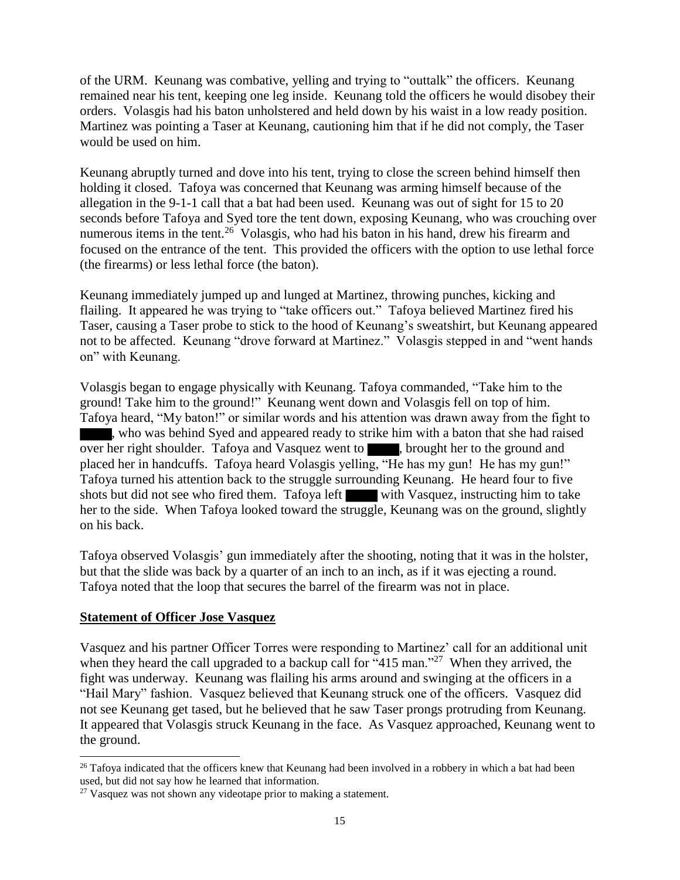of the URM. Keunang was combative, yelling and trying to "outtalk" the officers. Keunang remained near his tent, keeping one leg inside. Keunang told the officers he would disobey their orders. Volasgis had his baton unholstered and held down by his waist in a low ready position. Martinez was pointing a Taser at Keunang, cautioning him that if he did not comply, the Taser would be used on him.

Keunang abruptly turned and dove into his tent, trying to close the screen behind himself then holding it closed. Tafoya was concerned that Keunang was arming himself because of the allegation in the 9-1-1 call that a bat had been used. Keunang was out of sight for 15 to 20 seconds before Tafoya and Syed tore the tent down, exposing Keunang, who was crouching over numerous items in the tent.[26] Volasgis, who had his baton in his hand, drew his firearm and focused on the entrance of the tent. This provided the officers with the option to use lethal force (the firearms) or less lethal force (the baton).

Keunang immediately jumped up and lunged at Martinez, throwing punches, kicking and flailing. It appeared he was trying to "take officers out." Tafoya believed Martinez fired his Taser, causing a Taser probe to stick to the hood of Keunang's sweatshirt, but Keunang appeared not to be affected. Keunang "drove forward at Martinez." Volasgis stepped in and "went hands on" with Keunang.

Volasgis began to engage physically with Keunang. Tafoya commanded, "Take him to the ground! Take him to the ground!" Keunang went down and Volasgis fell on top of him. Tafoya heard, "My baton!" or similar words and his attention was drawn away from the fight to ████, who was behind Syed and appeared ready to strike him with a baton that she had raised over her right shoulder. Tafoya and Vasquez went to ████, brought her to the ground and placed her in handcuffs. Tafoya heard Volasgis yelling, "He has my gun! He has my gun!" Tafoya turned his attention back to the struggle surrounding Keunang. He heard four to five shots but did not see who fired them. Tafoya left ████ with Vasquez, instructing him to take her to the side. When Tafoya looked toward the struggle, Keunang was on the ground, slightly on his back.

Tafoya observed Volasgis' gun immediately after the shooting, noting that it was in the holster, but that the slide was back by a quarter of an inch to an inch, as if it was ejecting a round. Tafoya noted that the loop that secures the barrel of the firearm was not in place.

**Statement of Officer Jose Vasquez**

Vasquez and his partner Officer Torres were responding to Martinez' call for an additional unit when they heard the call upgraded to a backup call for "415 man."[27] When they arrived, the fight was underway. Keunang was flailing his arms around and swinging at the officers in a "Hail Mary" fashion. Vasquez believed that Keunang struck one of the officers. Vasquez did not see Keunang get tased, but he believed that he saw Taser prongs protruding from Keunang. It appeared that Volasgis struck Keunang in the face. As Vasquez approached, Keunang went to the ground.

[26] Tafoya indicated that the officers knew that Keunang had been involved in a robbery in which a bat had been used, but did not say how he learned that information.

[27] Vasquez was not shown any videotape prior to making a statement.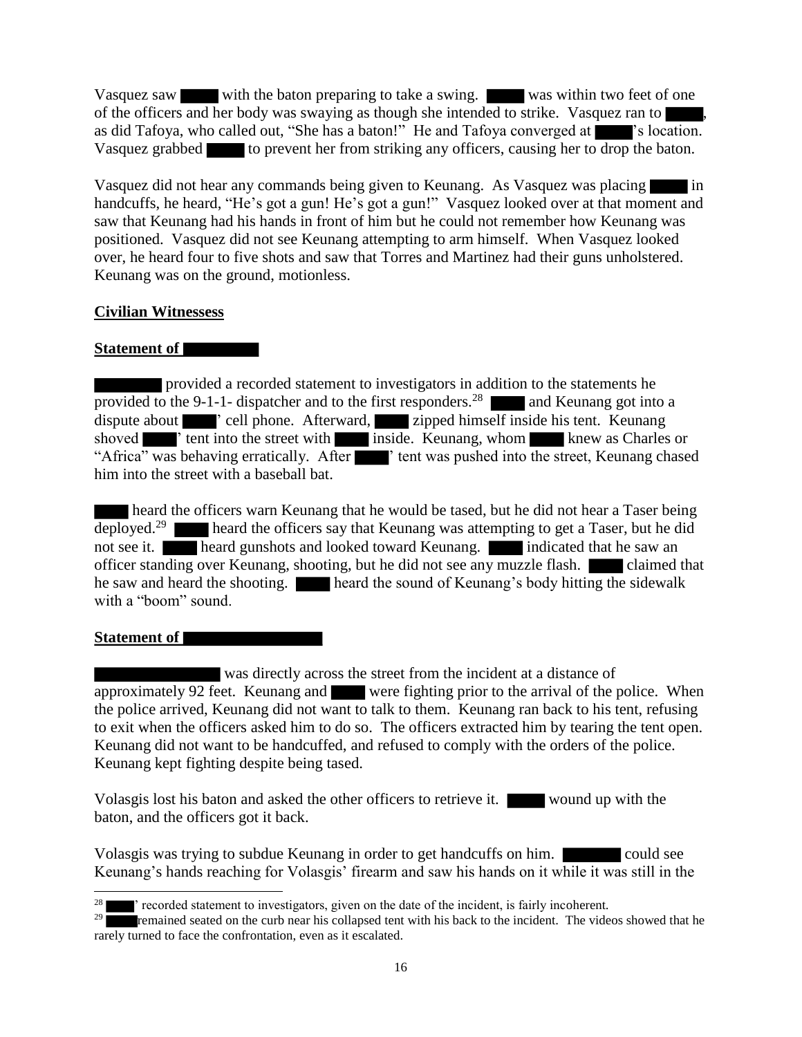Vasquez saw ████ with the baton preparing to take a swing. ████ was within two feet of one of the officers and her body was swaying as though she intended to strike. Vasquez ran to ████, as did Tafoya, who called out, "She has a baton!" He and Tafoya converged at ████'s location. Vasquez grabbed ████ to prevent her from striking any officers, causing her to drop the baton.

Vasquez did not hear any commands being given to Keunang. As Vasquez was placing ████ in handcuffs, he heard, "He's got a gun! He's got a gun!" Vasquez looked over at that moment and saw that Keunang had his hands in front of him but he could not remember how Keunang was positioned. Vasquez did not see Keunang attempting to arm himself. When Vasquez looked over, he heard four to five shots and saw that Torres and Martinez had their guns unholstered. Keunang was on the ground, motionless.

**<u>Civilian Witnessess</u>**

**<u>Statement of ████████</u>**

████████ provided a recorded statement to investigators in addition to the statements he provided to the 9-1-1- dispatcher and to the first responders.[28] ████ and Keunang got into a dispute about ████' cell phone. Afterward, ████ zipped himself inside his tent. Keunang shoved ████' tent into the street with ████ inside. Keunang, whom ████ knew as Charles or "Africa" was behaving erratically. After ████' tent was pushed into the street, Keunang chased him into the street with a baseball bat.

████ heard the officers warn Keunang that he would be tased, but he did not hear a Taser being deployed.[29] ████ heard the officers say that Keunang was attempting to get a Taser, but he did not see it. ████ heard gunshots and looked toward Keunang. ████ indicated that he saw an officer standing over Keunang, shooting, but he did not see any muzzle flash. ████ claimed that he saw and heard the shooting. ████ heard the sound of Keunang's body hitting the sidewalk with a "boom" sound.

**<u>Statement of ████████████████</u>**

████████████████ was directly across the street from the incident at a distance of approximately 92 feet. Keunang and ████ were fighting prior to the arrival of the police. When the police arrived, Keunang did not want to talk to them. Keunang ran back to his tent, refusing to exit when the officers asked him to do so. The officers extracted him by tearing the tent open. Keunang did not want to be handcuffed, and refused to comply with the orders of the police. Keunang kept fighting despite being tased.

Volasgis lost his baton and asked the other officers to retrieve it. ████ wound up with the baton, and the officers got it back.

Volasgis was trying to subdue Keunang in order to get handcuffs on him. ███████ could see Keunang's hands reaching for Volasgis' firearm and saw his hands on it while it was still in the

[28] ████' recorded statement to investigators, given on the date of the incident, is fairly incoherent.

[29] ████ remained seated on the curb near his collapsed tent with his back to the incident. The videos showed that he rarely turned to face the confrontation, even as it escalated.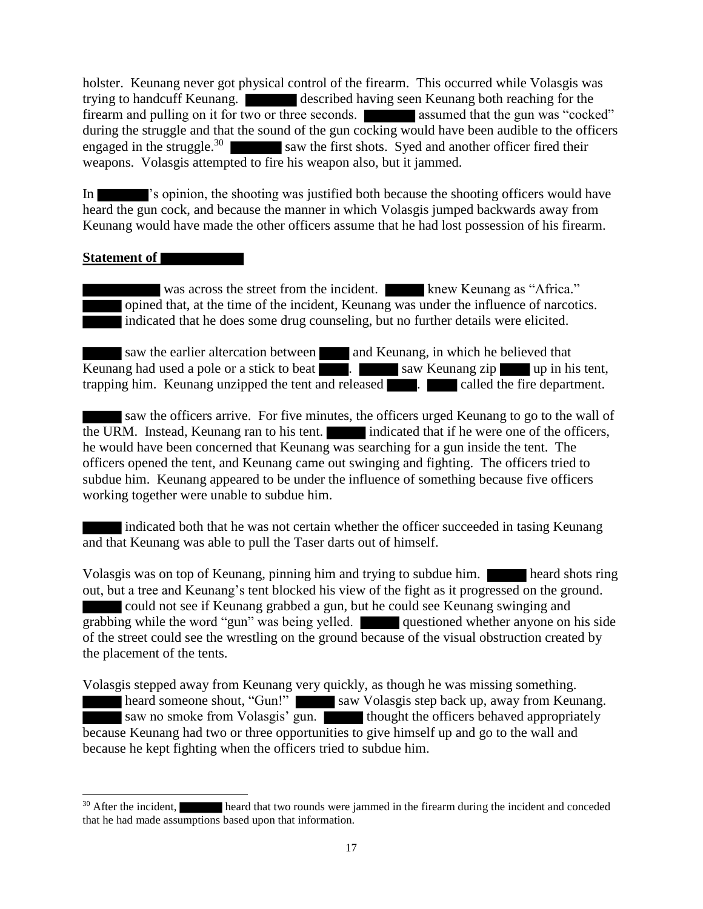holster. Keunang never got physical control of the firearm. This occurred while Volasgis was trying to handcuff Keunang. ██████ described having seen Keunang both reaching for the firearm and pulling on it for two or three seconds. ██████ assumed that the gun was "cocked" during the struggle and that the sound of the gun cocking would have been audible to the officers engaged in the struggle.[30] ██████ saw the first shots. Syed and another officer fired their weapons. Volasgis attempted to fire his weapon also, but it jammed.

In ██████'s opinion, the shooting was justified both because the shooting officers would have heard the gun cock, and because the manner in which Volasgis jumped backwards away from Keunang would have made the other officers assume that he had lost possession of his firearm.

**Statement of ██████████**

██████████ was across the street from the incident. █████ knew Keunang as "Africa." █████ opined that, at the time of the incident, Keunang was under the influence of narcotics. █████ indicated that he does some drug counseling, but no further details were elicited.

█████ saw the earlier altercation between ████ and Keunang, in which he believed that Keunang had used a pole or a stick to beat ████. █████ saw Keunang zip ████ up in his tent, trapping him. Keunang unzipped the tent and released ████. ████ called the fire department.

█████ saw the officers arrive. For five minutes, the officers urged Keunang to go to the wall of the URM. Instead, Keunang ran to his tent. █████ indicated that if he were one of the officers, he would have been concerned that Keunang was searching for a gun inside the tent. The officers opened the tent, and Keunang came out swinging and fighting. The officers tried to subdue him. Keunang appeared to be under the influence of something because five officers working together were unable to subdue him.

█████ indicated both that he was not certain whether the officer succeeded in tasing Keunang and that Keunang was able to pull the Taser darts out of himself.

Volasgis was on top of Keunang, pinning him and trying to subdue him. █████ heard shots ring out, but a tree and Keunang's tent blocked his view of the fight as it progressed on the ground. █████ could not see if Keunang grabbed a gun, but he could see Keunang swinging and grabbing while the word "gun" was being yelled. █████ questioned whether anyone on his side of the street could see the wrestling on the ground because of the visual obstruction created by the placement of the tents.

Volasgis stepped away from Keunang very quickly, as though he was missing something. █████ heard someone shout, "Gun!" █████ saw Volasgis step back up, away from Keunang. █████ saw no smoke from Volasgis' gun. █████ thought the officers behaved appropriately because Keunang had two or three opportunities to give himself up and go to the wall and because he kept fighting when the officers tried to subdue him.

[30] After the incident, ██████ heard that two rounds were jammed in the firearm during the incident and conceded that he had made assumptions based upon that information.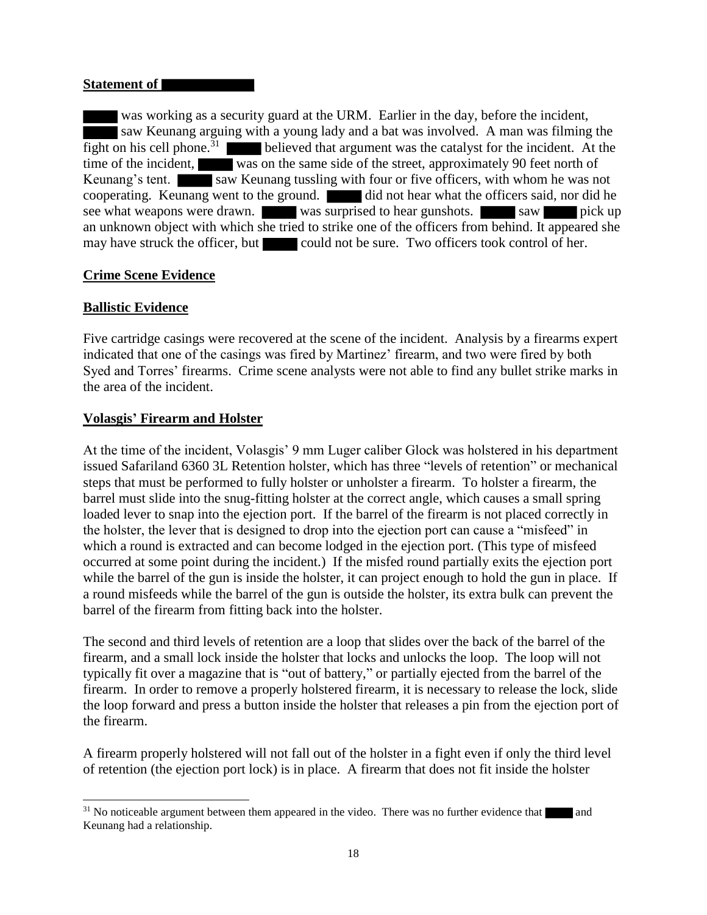**Statement of ████████**

████ was working as a security guard at the URM. Earlier in the day, before the incident, ████ saw Keunang arguing with a young lady and a bat was involved. A man was filming the fight on his cell phone.[31] ████ believed that argument was the catalyst for the incident. At the time of the incident, ████ was on the same side of the street, approximately 90 feet north of Keunang's tent. ████ saw Keunang tussling with four or five officers, with whom he was not cooperating. Keunang went to the ground. ████ did not hear what the officers said, nor did he see what weapons were drawn. ████ was surprised to hear gunshots. ████ saw ████ pick up an unknown object with which she tried to strike one of the officers from behind. It appeared she may have struck the officer, but ████ could not be sure. Two officers took control of her.

**Crime Scene Evidence**

**Ballistic Evidence**

Five cartridge casings were recovered at the scene of the incident. Analysis by a firearms expert indicated that one of the casings was fired by Martinez' firearm, and two were fired by both Syed and Torres' firearms. Crime scene analysts were not able to find any bullet strike marks in the area of the incident.

**Volasgis' Firearm and Holster**

At the time of the incident, Volasgis' 9 mm Luger caliber Glock was holstered in his department issued Safariland 6360 3L Retention holster, which has three "levels of retention" or mechanical steps that must be performed to fully holster or unholster a firearm. To holster a firearm, the barrel must slide into the snug-fitting holster at the correct angle, which causes a small spring loaded lever to snap into the ejection port. If the barrel of the firearm is not placed correctly in the holster, the lever that is designed to drop into the ejection port can cause a "misfeed" in which a round is extracted and can become lodged in the ejection port. (This type of misfeed occurred at some point during the incident.) If the misfed round partially exits the ejection port while the barrel of the gun is inside the holster, it can project enough to hold the gun in place. If a round misfeeds while the barrel of the gun is outside the holster, its extra bulk can prevent the barrel of the firearm from fitting back into the holster.

The second and third levels of retention are a loop that slides over the back of the barrel of the firearm, and a small lock inside the holster that locks and unlocks the loop. The loop will not typically fit over a magazine that is "out of battery," or partially ejected from the barrel of the firearm. In order to remove a properly holstered firearm, it is necessary to release the lock, slide the loop forward and press a button inside the holster that releases a pin from the ejection port of the firearm.

A firearm properly holstered will not fall out of the holster in a fight even if only the third level of retention (the ejection port lock) is in place. A firearm that does not fit inside the holster

[31] No noticeable argument between them appeared in the video. There was no further evidence that ████ and Keunang had a relationship.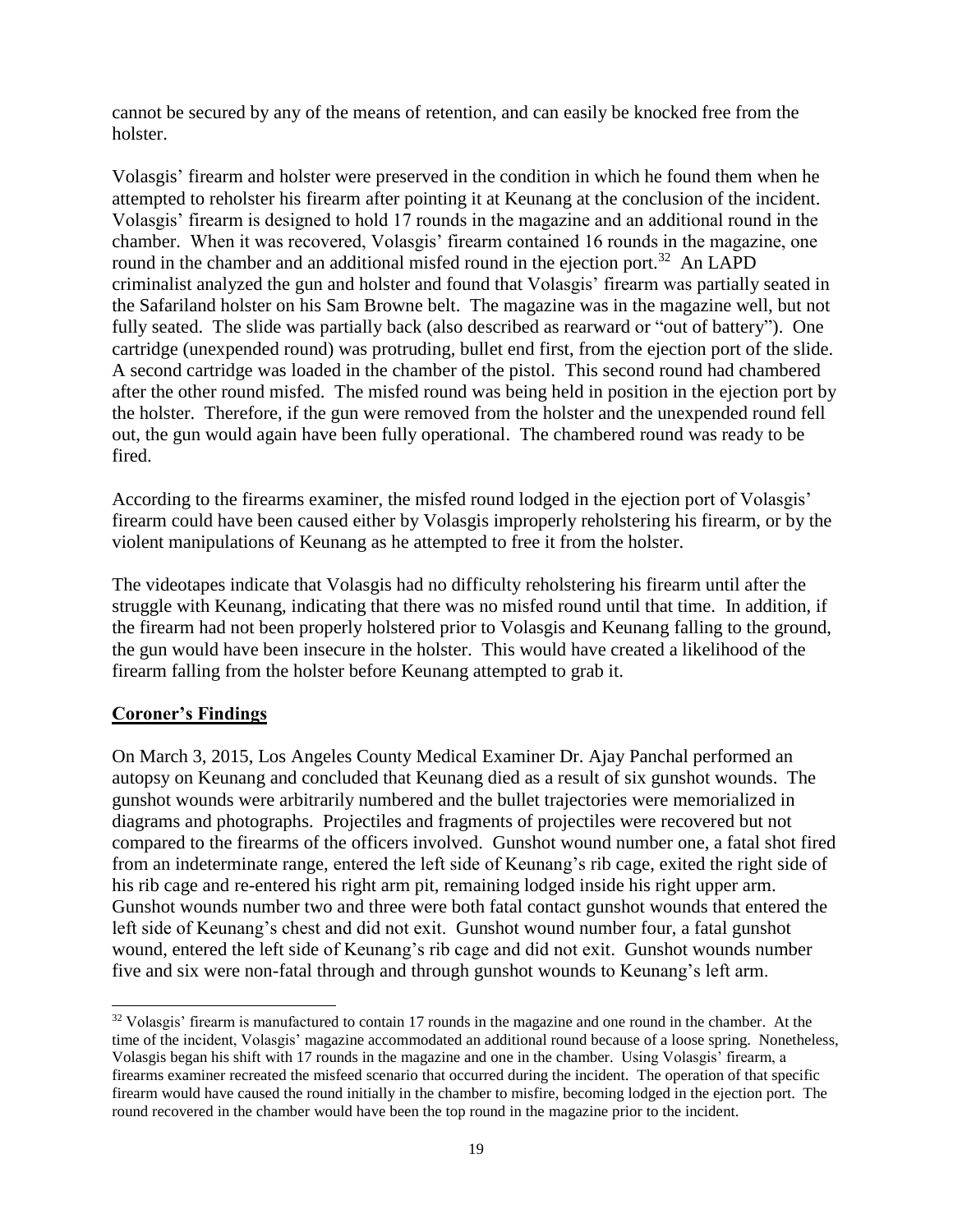cannot be secured by any of the means of retention, and can easily be knocked free from the holster.

Volasgis' firearm and holster were preserved in the condition in which he found them when he attempted to reholster his firearm after pointing it at Keunang at the conclusion of the incident. Volasgis' firearm is designed to hold 17 rounds in the magazine and an additional round in the chamber. When it was recovered, Volasgis' firearm contained 16 rounds in the magazine, one round in the chamber and an additional misfed round in the ejection port.[32] An LAPD criminalist analyzed the gun and holster and found that Volasgis' firearm was partially seated in the Safariland holster on his Sam Browne belt. The magazine was in the magazine well, but not fully seated. The slide was partially back (also described as rearward or "out of battery"). One cartridge (unexpended round) was protruding, bullet end first, from the ejection port of the slide. A second cartridge was loaded in the chamber of the pistol. This second round had chambered after the other round misfed. The misfed round was being held in position in the ejection port by the holster. Therefore, if the gun were removed from the holster and the unexpended round fell out, the gun would again have been fully operational. The chambered round was ready to be fired.

According to the firearms examiner, the misfed round lodged in the ejection port of Volasgis' firearm could have been caused either by Volasgis improperly reholstering his firearm, or by the violent manipulations of Keunang as he attempted to free it from the holster.

The videotapes indicate that Volasgis had no difficulty reholstering his firearm until after the struggle with Keunang, indicating that there was no misfed round until that time. In addition, if the firearm had not been properly holstered prior to Volasgis and Keunang falling to the ground, the gun would have been insecure in the holster. This would have created a likelihood of the firearm falling from the holster before Keunang attempted to grab it.

## Coroner's Findings

On March 3, 2015, Los Angeles County Medical Examiner Dr. Ajay Panchal performed an autopsy on Keunang and concluded that Keunang died as a result of six gunshot wounds. The gunshot wounds were arbitrarily numbered and the bullet trajectories were memorialized in diagrams and photographs. Projectiles and fragments of projectiles were recovered but not compared to the firearms of the officers involved. Gunshot wound number one, a fatal shot fired from an indeterminate range, entered the left side of Keunang's rib cage, exited the right side of his rib cage and re-entered his right arm pit, remaining lodged inside his right upper arm. Gunshot wounds number two and three were both fatal contact gunshot wounds that entered the left side of Keunang's chest and did not exit. Gunshot wound number four, a fatal gunshot wound, entered the left side of Keunang's rib cage and did not exit. Gunshot wounds number five and six were non-fatal through and through gunshot wounds to Keunang's left arm.

[32] Volasgis' firearm is manufactured to contain 17 rounds in the magazine and one round in the chamber. At the time of the incident, Volasgis' magazine accommodated an additional round because of a loose spring. Nonetheless, Volasgis began his shift with 17 rounds in the magazine and one in the chamber. Using Volasgis' firearm, a firearms examiner recreated the misfeed scenario that occurred during the incident. The operation of that specific firearm would have caused the round initially in the chamber to misfire, becoming lodged in the ejection port. The round recovered in the chamber would have been the top round in the magazine prior to the incident.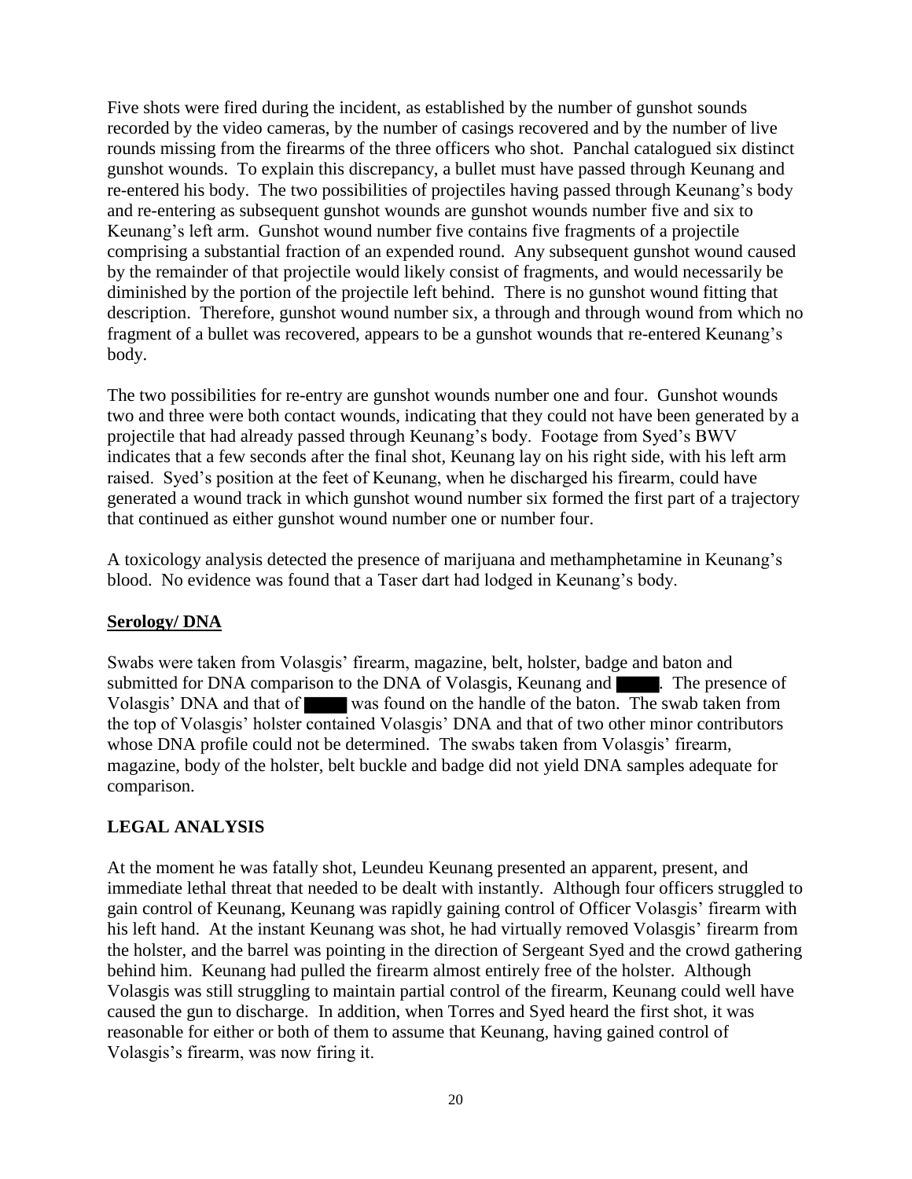Five shots were fired during the incident, as established by the number of gunshot sounds recorded by the video cameras, by the number of casings recovered and by the number of live rounds missing from the firearms of the three officers who shot. Panchal catalogued six distinct gunshot wounds. To explain this discrepancy, a bullet must have passed through Keunang and re-entered his body. The two possibilities of projectiles having passed through Keunang's body and re-entering as subsequent gunshot wounds are gunshot wounds number five and six to Keunang's left arm. Gunshot wound number five contains five fragments of a projectile comprising a substantial fraction of an expended round. Any subsequent gunshot wound caused by the remainder of that projectile would likely consist of fragments, and would necessarily be diminished by the portion of the projectile left behind. There is no gunshot wound fitting that description. Therefore, gunshot wound number six, a through and through wound from which no fragment of a bullet was recovered, appears to be a gunshot wounds that re-entered Keunang's body.

The two possibilities for re-entry are gunshot wounds number one and four. Gunshot wounds two and three were both contact wounds, indicating that they could not have been generated by a projectile that had already passed through Keunang's body. Footage from Syed's BWV indicates that a few seconds after the final shot, Keunang lay on his right side, with his left arm raised. Syed's position at the feet of Keunang, when he discharged his firearm, could have generated a wound track in which gunshot wound number six formed the first part of a trajectory that continued as either gunshot wound number one or number four.

A toxicology analysis detected the presence of marijuana and methamphetamine in Keunang's blood. No evidence was found that a Taser dart had lodged in Keunang's body.

## Serology/ DNA

Swabs were taken from Volasgis' firearm, magazine, belt, holster, badge and baton and submitted for DNA comparison to the DNA of Volasgis, Keunang and ████. The presence of Volasgis' DNA and that of ████ was found on the handle of the baton. The swab taken from the top of Volasgis' holster contained Volasgis' DNA and that of two other minor contributors whose DNA profile could not be determined. The swabs taken from Volasgis' firearm, magazine, body of the holster, belt buckle and badge did not yield DNA samples adequate for comparison.

## LEGAL ANALYSIS

At the moment he was fatally shot, Leundeu Keunang presented an apparent, present, and immediate lethal threat that needed to be dealt with instantly. Although four officers struggled to gain control of Keunang, Keunang was rapidly gaining control of Officer Volasgis' firearm with his left hand. At the instant Keunang was shot, he had virtually removed Volasgis' firearm from the holster, and the barrel was pointing in the direction of Sergeant Syed and the crowd gathering behind him. Keunang had pulled the firearm almost entirely free of the holster. Although Volasgis was still struggling to maintain partial control of the firearm, Keunang could well have caused the gun to discharge. In addition, when Torres and Syed heard the first shot, it was reasonable for either or both of them to assume that Keunang, having gained control of Volasgis's firearm, was now firing it.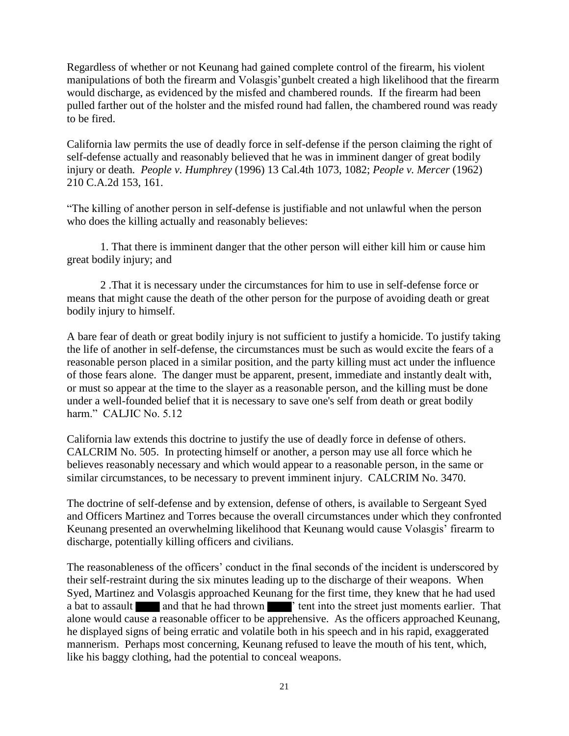Regardless of whether or not Keunang had gained complete control of the firearm, his violent manipulations of both the firearm and Volasgis'gunbelt created a high likelihood that the firearm would discharge, as evidenced by the misfed and chambered rounds. If the firearm had been pulled farther out of the holster and the misfed round had fallen, the chambered round was ready to be fired.

California law permits the use of deadly force in self-defense if the person claiming the right of self-defense actually and reasonably believed that he was in imminent danger of great bodily injury or death. *People v. Humphrey* (1996) 13 Cal.4th 1073, 1082; *People v. Mercer* (1962) 210 C.A.2d 153, 161.

"The killing of another person in self-defense is justifiable and not unlawful when the person who does the killing actually and reasonably believes:

1. That there is imminent danger that the other person will either kill him or cause him great bodily injury; and

2 .That it is necessary under the circumstances for him to use in self-defense force or means that might cause the death of the other person for the purpose of avoiding death or great bodily injury to himself.

A bare fear of death or great bodily injury is not sufficient to justify a homicide. To justify taking the life of another in self-defense, the circumstances must be such as would excite the fears of a reasonable person placed in a similar position, and the party killing must act under the influence of those fears alone. The danger must be apparent, present, immediate and instantly dealt with, or must so appear at the time to the slayer as a reasonable person, and the killing must be done under a well-founded belief that it is necessary to save one's self from death or great bodily harm." CALJIC No. 5.12

California law extends this doctrine to justify the use of deadly force in defense of others. CALCRIM No. 505. In protecting himself or another, a person may use all force which he believes reasonably necessary and which would appear to a reasonable person, in the same or similar circumstances, to be necessary to prevent imminent injury. CALCRIM No. 3470.

The doctrine of self-defense and by extension, defense of others, is available to Sergeant Syed and Officers Martinez and Torres because the overall circumstances under which they confronted Keunang presented an overwhelming likelihood that Keunang would cause Volasgis' firearm to discharge, potentially killing officers and civilians.

The reasonableness of the officers' conduct in the final seconds of the incident is underscored by their self-restraint during the six minutes leading up to the discharge of their weapons. When Syed, Martinez and Volasgis approached Keunang for the first time, they knew that he had used a bat to assault ████ and that he had thrown ████' tent into the street just moments earlier. That alone would cause a reasonable officer to be apprehensive. As the officers approached Keunang, he displayed signs of being erratic and volatile both in his speech and in his rapid, exaggerated mannerism. Perhaps most concerning, Keunang refused to leave the mouth of his tent, which, like his baggy clothing, had the potential to conceal weapons.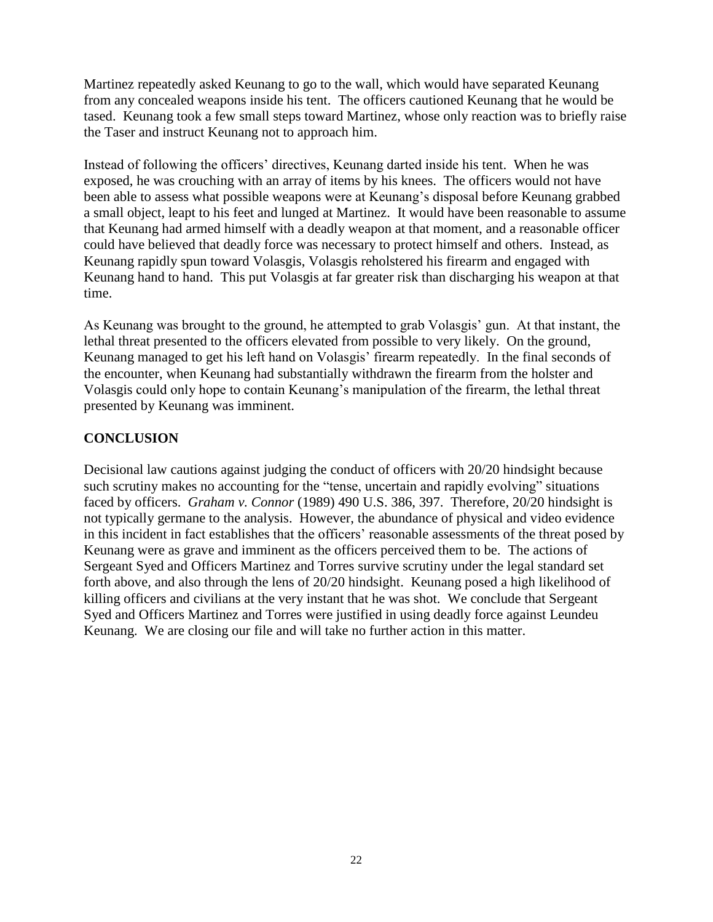Martinez repeatedly asked Keunang to go to the wall, which would have separated Keunang from any concealed weapons inside his tent. The officers cautioned Keunang that he would be tased. Keunang took a few small steps toward Martinez, whose only reaction was to briefly raise the Taser and instruct Keunang not to approach him.

Instead of following the officers' directives, Keunang darted inside his tent. When he was exposed, he was crouching with an array of items by his knees. The officers would not have been able to assess what possible weapons were at Keunang's disposal before Keunang grabbed a small object, leapt to his feet and lunged at Martinez. It would have been reasonable to assume that Keunang had armed himself with a deadly weapon at that moment, and a reasonable officer could have believed that deadly force was necessary to protect himself and others. Instead, as Keunang rapidly spun toward Volasgis, Volasgis reholstered his firearm and engaged with Keunang hand to hand. This put Volasgis at far greater risk than discharging his weapon at that time.

As Keunang was brought to the ground, he attempted to grab Volasgis' gun. At that instant, the lethal threat presented to the officers elevated from possible to very likely. On the ground, Keunang managed to get his left hand on Volasgis' firearm repeatedly. In the final seconds of the encounter, when Keunang had substantially withdrawn the firearm from the holster and Volasgis could only hope to contain Keunang's manipulation of the firearm, the lethal threat presented by Keunang was imminent.

## CONCLUSION

Decisional law cautions against judging the conduct of officers with 20/20 hindsight because such scrutiny makes no accounting for the "tense, uncertain and rapidly evolving" situations faced by officers. *Graham v. Connor* (1989) 490 U.S. 386, 397. Therefore, 20/20 hindsight is not typically germane to the analysis. However, the abundance of physical and video evidence in this incident in fact establishes that the officers' reasonable assessments of the threat posed by Keunang were as grave and imminent as the officers perceived them to be. The actions of Sergeant Syed and Officers Martinez and Torres survive scrutiny under the legal standard set forth above, and also through the lens of 20/20 hindsight. Keunang posed a high likelihood of killing officers and civilians at the very instant that he was shot. We conclude that Sergeant Syed and Officers Martinez and Torres were justified in using deadly force against Leundeu Keunang. We are closing our file and will take no further action in this matter.